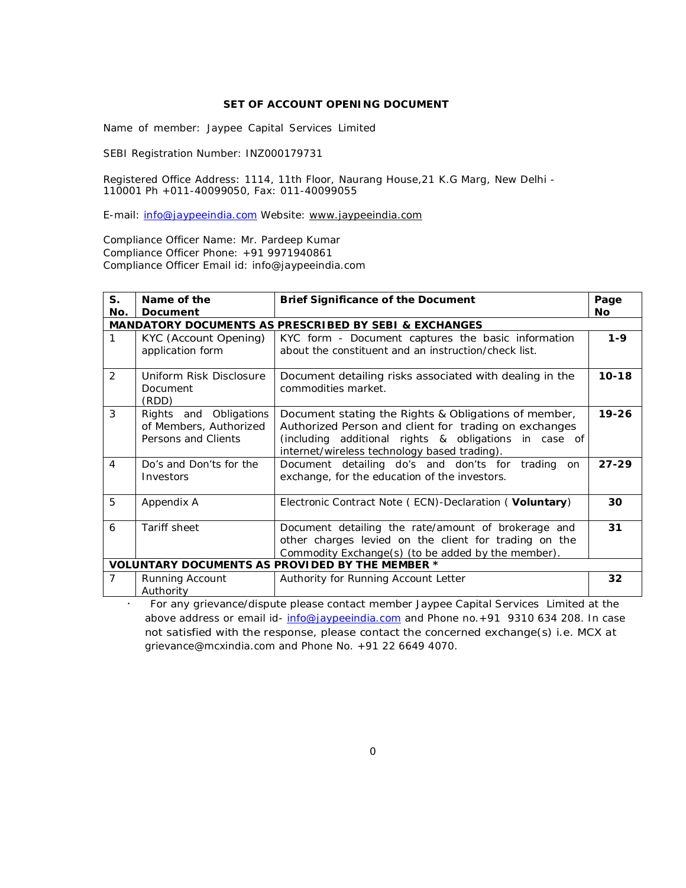# SET OF ACCOUNT OPENING DOCUMENT

Name of member: Jaypee Capital Services Limited

SEBI Registration Number: INZ000179731

Registered Office Address: 1114, 11th Floor, Naurang House,21 K.G Marg, New Delhi - 110001 Ph +011-40099050, Fax: 011-40099055

E-mail: info@jaypeeindia.com Website: www.jaypeeindia.com

Compliance Officer Name: Mr. Pardeep Kumar
Compliance Officer Phone: +91 9971940861
Compliance Officer Email id: info@jaypeeindia.com

| S. No. | Name of the Document | Brief Significance of the Document | Page No |
|---|---|---|---|
| **MANDATORY DOCUMENTS AS PRESCRIBED BY SEBI & EXCHANGES** | | | |
| 1 | KYC (Account Opening) application form | KYC form - Document captures the basic information about the constituent and an instruction/check list. | **1-9** |
| 2 | Uniform Risk Disclosure Document (RDD) | Document detailing risks associated with dealing in the commodities market. | **10-18** |
| 3 | Rights and Obligations of Members, Authorized Persons and Clients | Document stating the Rights & Obligations of member, Authorized Person and client for trading on exchanges (including additional rights & obligations in case of internet/wireless technology based trading). | **19-26** |
| 4 | Do's and Don'ts for the Investors | Document detailing do's and don'ts for trading on exchange, for the education of the investors. | **27-29** |
| 5 | Appendix A | Electronic Contract Note ( ECN)-Declaration ( **Voluntary**) | **30** |
| 6 | Tariff sheet | Document detailing the rate/amount of brokerage and other charges levied on the client for trading on the Commodity Exchange(s) (to be added by the member). | **31** |
| **VOLUNTARY DOCUMENTS AS PROVIDED BY THE MEMBER *** | | | |
| 7 | Running Account Authority | Authority for Running Account Letter | **32** |

- For any grievance/dispute please contact member Jaypee Capital Services Limited at the above address or email id- info@jaypeeindia.com and Phone no.+91 9310 634 208. In case not satisfied with the response, please contact the concerned exchange(s) i.e. MCX at grievance@mcxindia.com and Phone No. +91 22 6649 4070.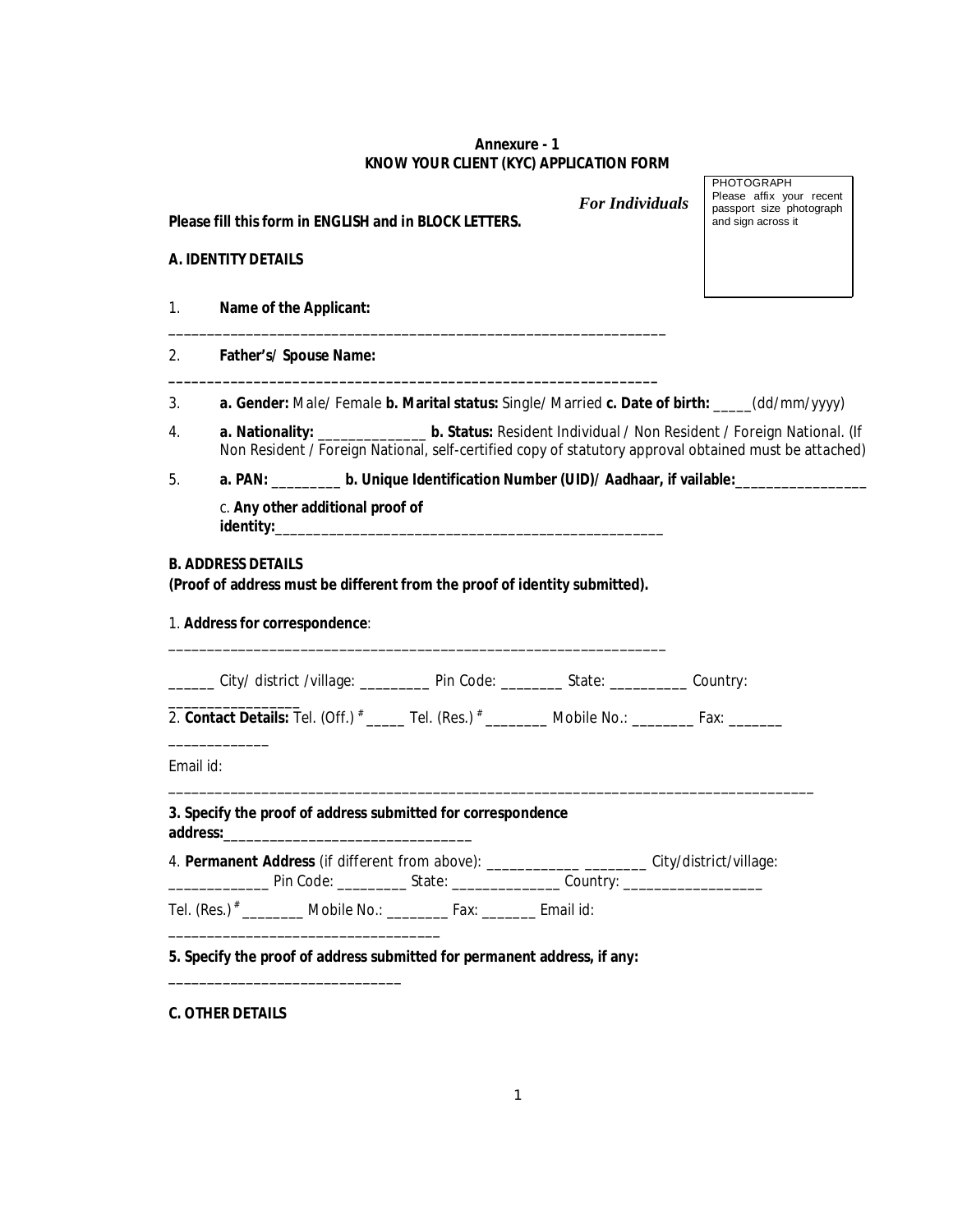**Annexure - 1**
**KNOW YOUR CLIENT (KYC) APPLICATION FORM**

*For Individuals*

PHOTOGRAPH
Please affix your recent passport size photograph and sign across it

**Please fill this form in ENGLISH and in BLOCK LETTERS.**

**A. IDENTITY DETAILS**

1. **Name of the Applicant:**

_________________________________________________________________

2. **Father's/ Spouse Name:**

_________________________________________________________________

3. **a. Gender:** Male/ Female **b. Marital status:** Single/ Married **c. Date of birth:** _____(dd/mm/yyyy)

4. **a. Nationality:** ______________ **b. Status:** Resident Individual / Non Resident / Foreign National. (If Non Resident / Foreign National, self-certified copy of statutory approval obtained must be attached)

5. **a. PAN:** _________ **b. Unique Identification Number (UID)/ Aadhaar, if vailable:**_________________

   c. **Any other additional proof of identity:**___________________________________________________

**B. ADDRESS DETAILS**
**(Proof of address must be different from the proof of identity submitted).**

1. **Address for correspondence**:

_________________________________________________________________

______ City/ district /village: _________ Pin Code: ________ State: __________ Country: ________________

2. **Contact Details:** Tel. (Off.) # _____ Tel. (Res.) # ________ Mobile No.: ________ Fax: _______ _____________

Email id:

_________________________________________________________________________________

**3. Specify the proof of address submitted for correspondence address:**________________________________

4. **Permanent Address** (if different from above): ____________ ________ City/district/village: _____________ Pin Code: _________ State: ______________ Country: __________________

Tel. (Res.) # ________ Mobile No.: ________ Fax: _______ Email id: ___________________________________

**5. Specify the proof of address submitted for permanent address, if any:**

______________________________

**C. OTHER DETAILS**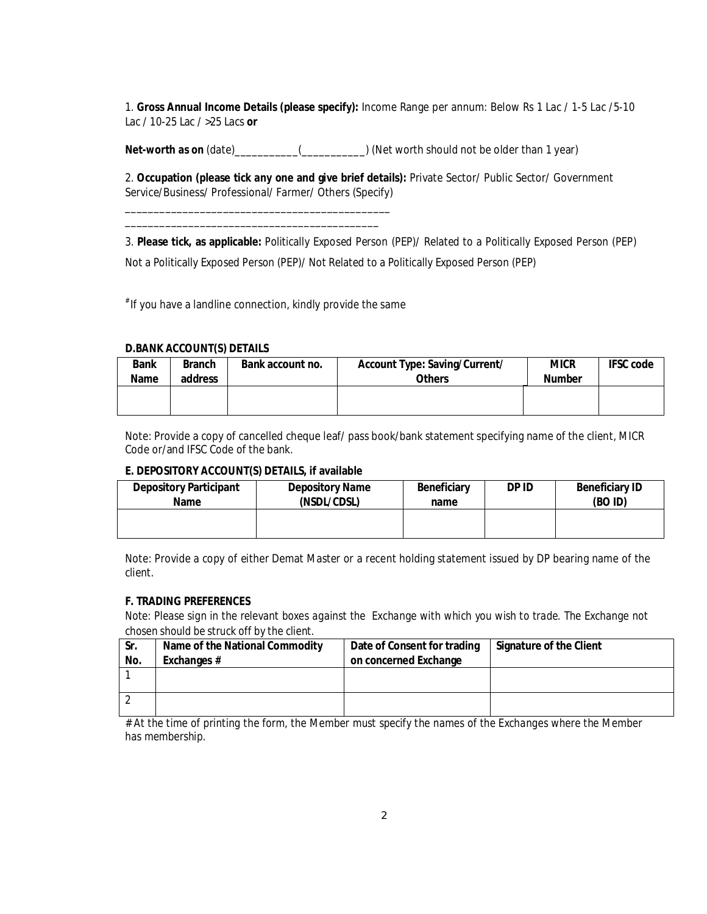1. **Gross Annual Income Details (please specify):** Income Range per annum: Below Rs 1 Lac / 1-5 Lac /5-10 Lac / 10-25 Lac / >25 Lacs **or**

**Net-worth as on** (date)___________(___________) (Net worth should not be older than 1 year)

2. **Occupation (please tick any one and give brief details):** Private Sector/ Public Sector/ Government Service/Business/ Professional/ Farmer/ Others (Specify)

_______________________________________________
_______________________________________________

3. **Please tick, as applicable:** Politically Exposed Person (PEP)/ Related to a Politically Exposed Person (PEP)

Not a Politically Exposed Person (PEP)/ Not Related to a Politically Exposed Person (PEP)

#If you have a landline connection, kindly provide the same

**D.BANK ACCOUNT(S) DETAILS**

| Bank Name | Branch address | Bank account no. | Account Type: Saving/Current/ Others | MICR Number | IFSC code |
|---|---|---|---|---|---|
| | | | | | |

Note: Provide a copy of cancelled cheque leaf/ pass book/bank statement specifying name of the client, MICR Code or/and IFSC Code of the bank.

**E. DEPOSITORY ACCOUNT(S) DETAILS, if available**

| Depository Participant Name | Depository Name (NSDL/CDSL) | Beneficiary name | DP ID | Beneficiary ID (BO ID) |
|---|---|---|---|---|
| | | | | |

Note: Provide a copy of either Demat Master or a recent holding statement issued by DP bearing name of the client.

**F. TRADING PREFERENCES**

*Note: Please sign in the relevant boxes against the Exchange with which you wish to trade. The Exchange not chosen should be struck off by the client.*

| Sr. No. | Name of the National Commodity Exchanges # | Date of Consent for trading on concerned Exchange | Signature of the Client |
|---|---|---|---|
| 1 | | | |
| 2 | | | |

*# At the time of printing the form, the Member must specify the names of the Exchanges where the Member has membership.*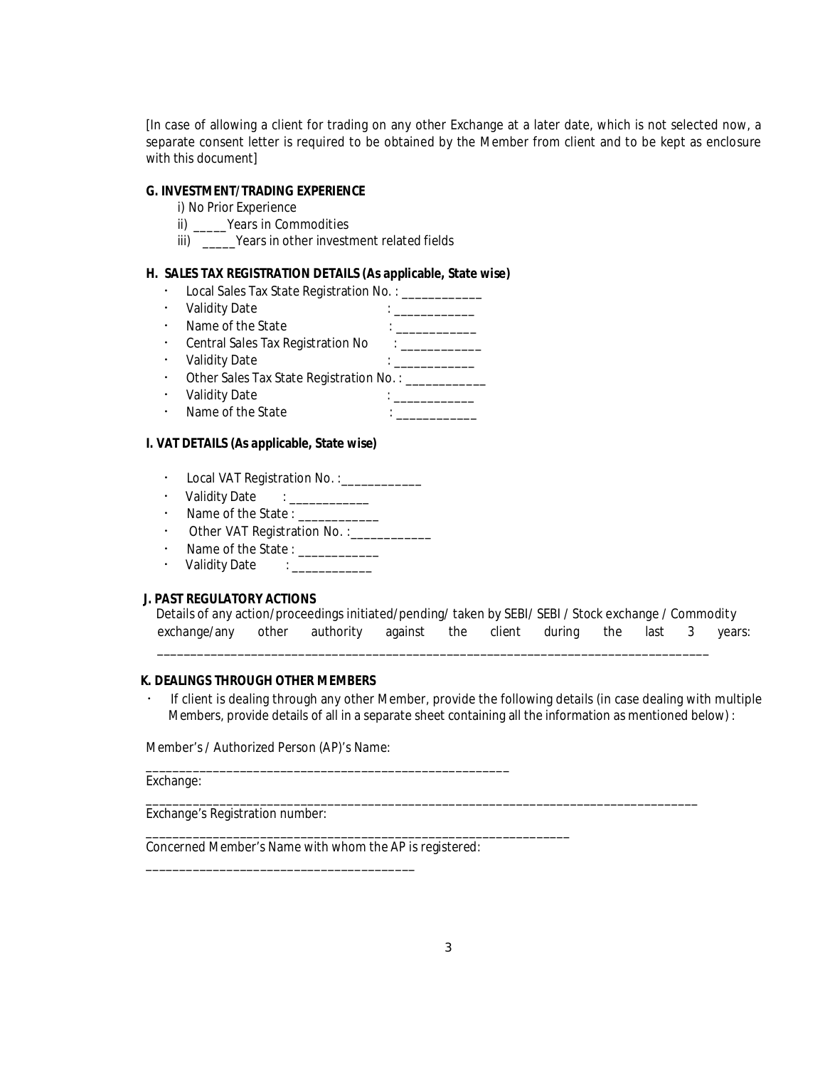[In case of allowing a client for trading on any other Exchange at a later date, which is not selected now, a separate consent letter is required to be obtained by the Member from client and to be kept as enclosure with this document]

### G. INVESTMENT/TRADING EXPERIENCE

i) No Prior Experience

ii) _____Years in Commodities

iii) _____Years in other investment related fields

### H. SALES TAX REGISTRATION DETAILS (As applicable, State wise)

- Local Sales Tax State Registration No. : ____________
- Validity Date : ____________
- Name of the State : ____________
- Central Sales Tax Registration No : ____________
- Validity Date : ____________
- Other Sales Tax State Registration No. : ____________
- Validity Date : ____________
- Name of the State : ____________

### I. VAT DETAILS (As applicable, State wise)

- Local VAT Registration No. :____________
- Validity Date : ____________
- Name of the State : ____________
- Other VAT Registration No. :____________
- Name of the State : ____________
- Validity Date :____________

### J. PAST REGULATORY ACTIONS

Details of any action/proceedings initiated/pending/ taken by SEBI/ SEBI / Stock exchange / Commodity exchange/any other authority against the client during the last 3 years: ________________________________________________________________________________

### K. DEALINGS THROUGH OTHER MEMBERS

- If client is dealing through any other Member, provide the following details (in case dealing with multiple Members, provide details of all in a separate sheet containing all the information as mentioned below) :

Member's / Authorized Person (AP)'s Name: ______________________________________________________

Exchange: ________________________________________________________________________________

Exchange's Registration number: ________________________________________________________________

Concerned Member's Name with whom the AP is registered: ________________________________________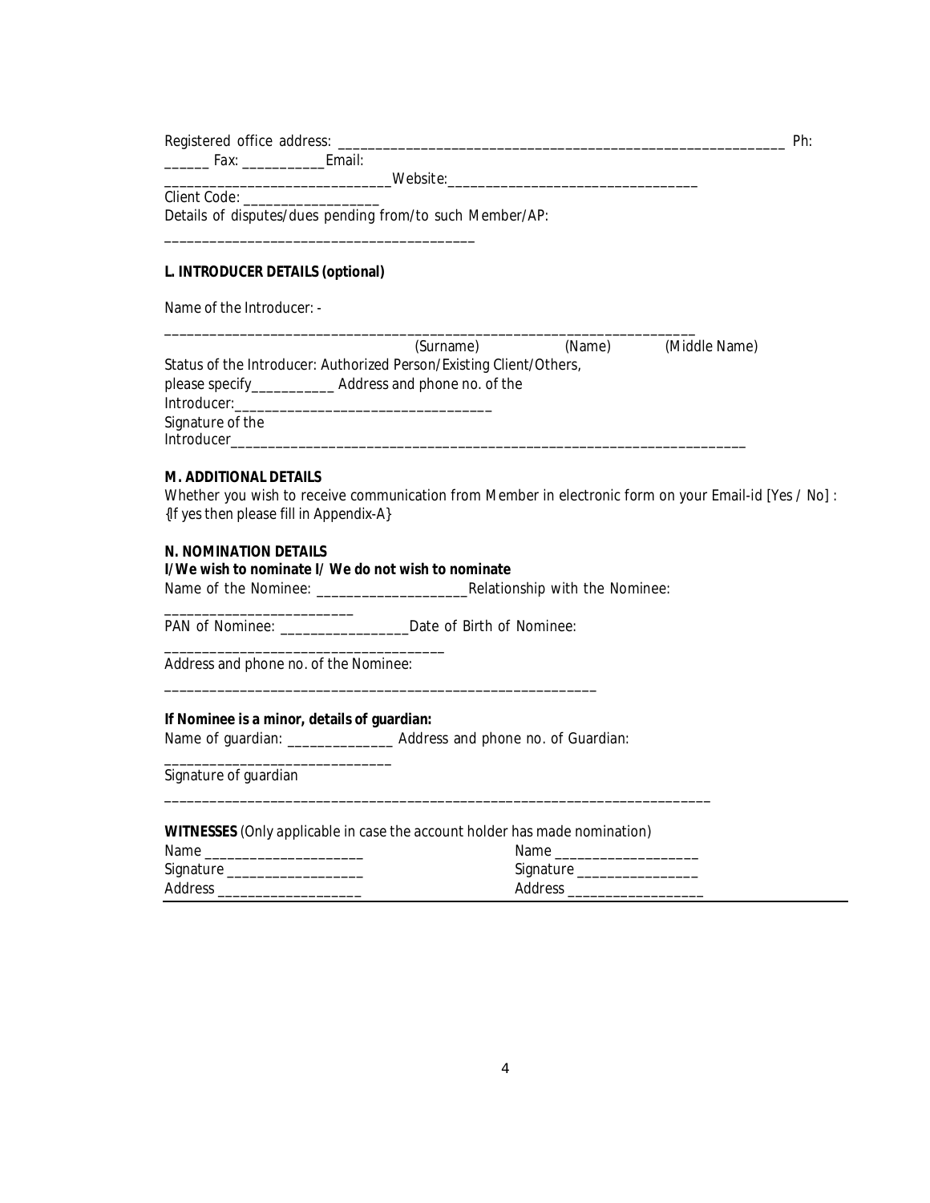Registered office address: ______________________________________________________________ Ph: ______ Fax: ___________Email: ______________________________Website:__________________________________

Client Code: ___________________

Details of disputes/dues pending from/to such Member/AP: __________________________________________

**L. INTRODUCER DETAILS (optional)**

Name of the Introducer: -

__________________________________________________________________________

(Surname) (Name) (Middle Name)

Status of the Introducer: Authorized Person/Existing Client/Others, please specify___________ Address and phone no. of the Introducer:__________________________________

Signature of the Introducer_____________________________________________________________________

**M. ADDITIONAL DETAILS**

Whether you wish to receive communication from Member in electronic form on your Email-id [Yes / No] : {If yes then please fill in Appendix-A}

**N. NOMINATION DETAILS**

**I/We wish to nominate I/ We do not wish to nominate**

Name of the Nominee: ____________________Relationship with the Nominee: _________________________

PAN of Nominee: _________________Date of Birth of Nominee: _____________________________________

Address and phone no. of the Nominee: ____________________________________________________________

**If Nominee is a minor, details of guardian:**

Name of guardian: ______________ Address and phone no. of Guardian: ______________________________

Signature of guardian ______________________________________________________________________________

**WITNESSES** (Only applicable in case the account holder has made nomination)

Name _____________________ Name ___________________

Signature __________________ Signature ________________

Address ___________________ Address __________________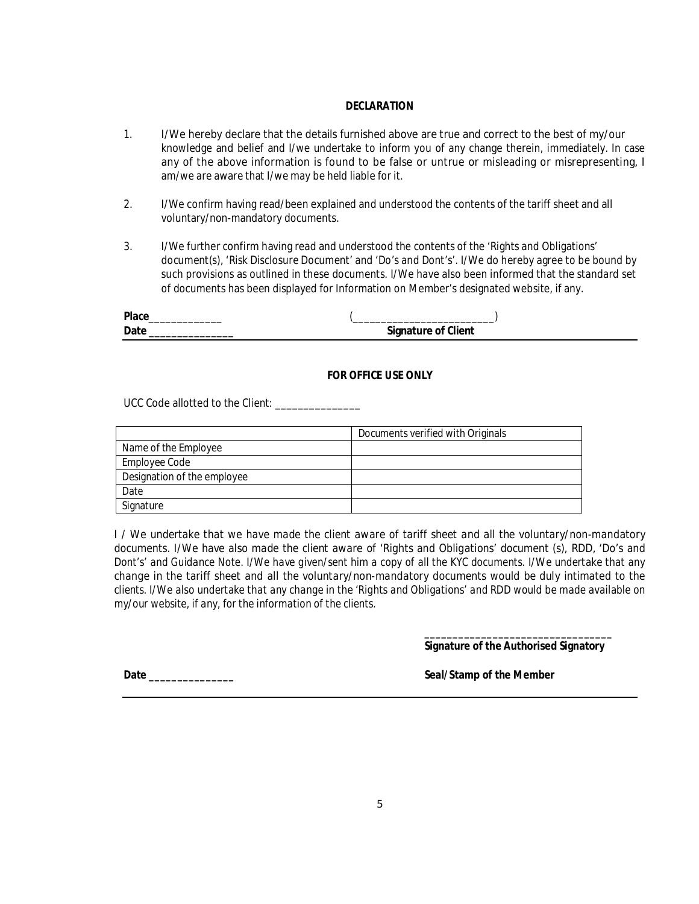**DECLARATION**

1. I/We hereby declare that the details furnished above are true and correct to the best of my/our knowledge and belief and I/we undertake to inform you of any change therein, immediately. In case any of the above information is found to be false or untrue or misleading or misrepresenting, I am/we are aware that I/we may be held liable for it.

2. I/We confirm having read/been explained and understood the contents of the tariff sheet and all voluntary/non-mandatory documents.

3. I/We further confirm having read and understood the contents of the 'Rights and Obligations' document(s), 'Risk Disclosure Document' and 'Do's and Dont's'. I/We do hereby agree to be bound by such provisions as outlined in these documents. I/We have also been informed that the standard set of documents has been displayed for Information on Member's designated website, if any.

**Place**_____________ (________________________)

**Date** _______________ **Signature of Client**

**FOR OFFICE USE ONLY**

UCC Code allotted to the Client: _______________

| | Documents verified with Originals |
|---|---|
| Name of the Employee | |
| Employee Code | |
| Designation of the employee | |
| Date | |
| Signature | |

I / We undertake that we have made the client aware of tariff sheet and all the voluntary/non-mandatory documents. I/We have also made the client aware of 'Rights and Obligations' document (s), RDD, 'Do's and Dont's' and Guidance Note. I/We have given/sent him a copy of all the KYC documents. I/We undertake that any change in the tariff sheet and all the voluntary/non-mandatory documents would be duly intimated to the clients. I/We also undertake that any change in the 'Rights and Obligations' and RDD would be made available on my/our website, if any, for the information of the clients.

________________________________

**Signature of the Authorised Signatory**

**Date** _______________ **Seal/Stamp of the Member**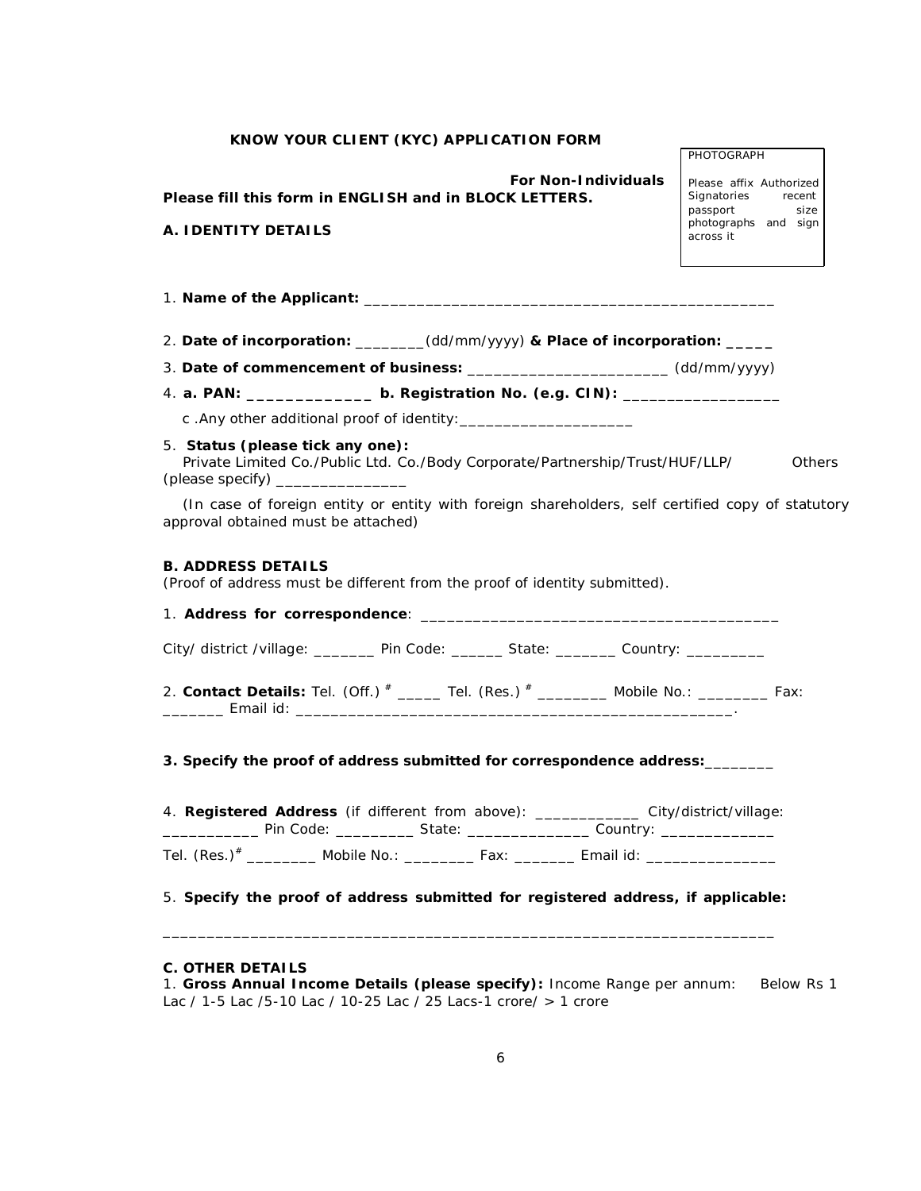**KNOW YOUR CLIENT (KYC) APPLICATION FORM**

PHOTOGRAPH

Please affix Authorized Signatories recent passport size photographs and sign across it

**For Non-Individuals**

**Please fill this form in ENGLISH and in BLOCK LETTERS.**

**A. IDENTITY DETAILS**

1. **Name of the Applicant:** ________________________________________________

2. **Date of incorporation:** ________(dd/mm/yyyy) **& Place of incorporation: _____**

3. **Date of commencement of business:** _______________________ (dd/mm/yyyy)

4. **a. PAN: _____________ b. Registration No. (e.g. CIN):** __________________

   c .Any other additional proof of identity:____________________

5. **Status (please tick any one):**
   Private Limited Co./Public Ltd. Co./Body Corporate/Partnership/Trust/HUF/LLP/ Others (please specify) _______________

   (In case of foreign entity or entity with foreign shareholders, self certified copy of statutory approval obtained must be attached)

**B. ADDRESS DETAILS**

(Proof of address must be different from the proof of identity submitted).

1. **Address for correspondence**: _________________________________________

City/ district /village: _______ Pin Code: ______ State: _______ Country: _________

2. **Contact Details:** Tel. (Off.) # _____ Tel. (Res.) # ________ Mobile No.: ________ Fax: _______ Email id: ___________________________________________________.

**3. Specify the proof of address submitted for correspondence address:**________

4. **Registered Address** (if different from above): ____________ City/district/village: ___________ Pin Code: _________ State: ______________ Country: _____________

Tel. (Res.)# ________ Mobile No.: ________ Fax: _______ Email id: _______________

5. **Specify the proof of address submitted for registered address, if applicable:**

_______________________________________________________________________

**C. OTHER DETAILS**

1. **Gross Annual Income Details (please specify):** Income Range per annum: Below Rs 1 Lac / 1-5 Lac /5-10 Lac / 10-25 Lac / 25 Lacs-1 crore/ > 1 crore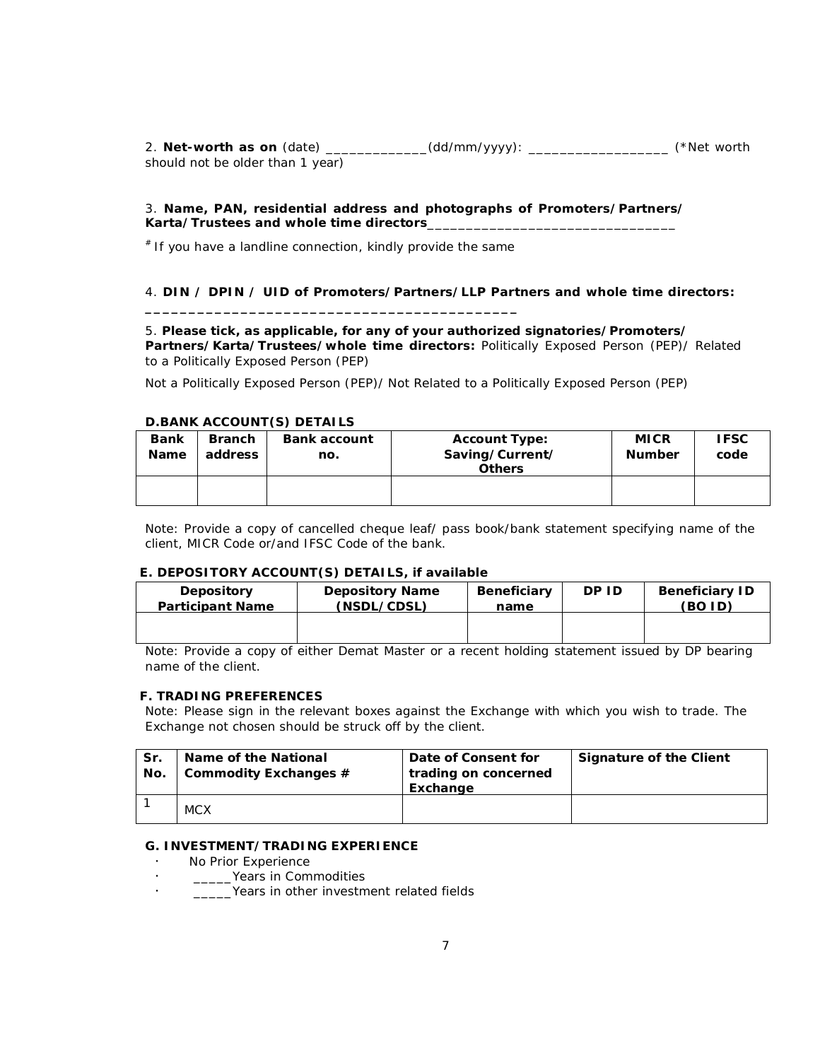2. **Net-worth as on** (date) _____________(dd/mm/yyyy): __________________ (*Net worth should not be older than 1 year)

3. **Name, PAN, residential address and photographs of Promoters/Partners/ Karta/Trustees and whole time directors**_______________________________

# If you have a landline connection, kindly provide the same

4. **DIN / DPIN / UID of Promoters/Partners/LLP Partners and whole time directors:**
**_______________________________________________**

5. **Please tick, as applicable, for any of your authorized signatories/Promoters/ Partners/Karta/Trustees/whole time directors:** Politically Exposed Person (PEP)/ Related to a Politically Exposed Person (PEP)

Not a Politically Exposed Person (PEP)/ Not Related to a Politically Exposed Person (PEP)

### D.BANK ACCOUNT(S) DETAILS

| Bank Name | Branch address | Bank account no. | Account Type: Saving/Current/ Others | MICR Number | IFSC code |
|---|---|---|---|---|---|
| | | | | | |

Note: Provide a copy of cancelled cheque leaf/ pass book/bank statement specifying name of the client, MICR Code or/and IFSC Code of the bank.

### E. DEPOSITORY ACCOUNT(S) DETAILS, if available

| Depository Participant Name | Depository Name (NSDL/CDSL) | Beneficiary name | DP ID | Beneficiary ID (BO ID) |
|---|---|---|---|---|
| | | | | |

Note: Provide a copy of either Demat Master or a recent holding statement issued by DP bearing name of the client.

### F. TRADING PREFERENCES

Note: Please sign in the relevant boxes against the Exchange with which you wish to trade. The Exchange not chosen should be struck off by the client.

| Sr. No. | Name of the National Commodity Exchanges # | Date of Consent for trading on concerned Exchange | Signature of the Client |
|---|---|---|---|
| 1 | MCX | | |

### G. INVESTMENT/TRADING EXPERIENCE

- No Prior Experience
- _____Years in Commodities
- _____Years in other investment related fields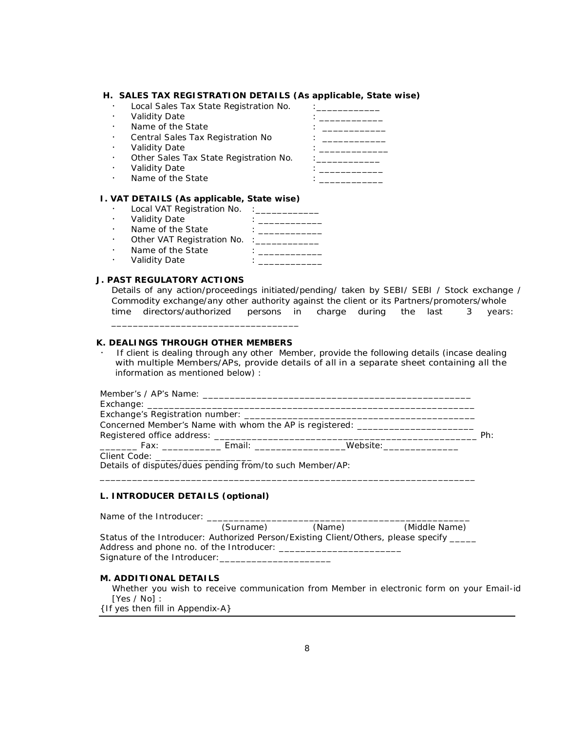### H. SALES TAX REGISTRATION DETAILS (As applicable, State wise)

- Local Sales Tax State Registration No. :____________
- Validity Date : ____________
- Name of the State : ____________
- Central Sales Tax Registration No : ____________
- Validity Date : _____________
- Other Sales Tax State Registration No. :____________
- Validity Date : ____________
- Name of the State : ____________

### I. VAT DETAILS (As applicable, State wise)

- Local VAT Registration No. :____________
- Validity Date : ____________
- Name of the State : ____________
- Other VAT Registration No. :____________
- Name of the State : ____________
- Validity Date : ____________

### J. PAST REGULATORY ACTIONS

Details of any action/proceedings initiated/pending/ taken by SEBI/ SEBI / Stock exchange / Commodity exchange/any other authority against the client or its Partners/promoters/whole time directors/authorized persons in charge during the last 3 years: ___________________________________

### K. DEALINGS THROUGH OTHER MEMBERS

- If client is dealing through any other Member, provide the following details (incase dealing with multiple Members/APs, provide details of all in a separate sheet containing all the information as mentioned below) :

Member's / AP's Name: ____________________________________________________
Exchange: _______________________________________________________________
Exchange's Registration number: ___________________________________________
Concerned Member's Name with whom the AP is registered: ______________________
Registered office address: ________________________________________________ Ph: _______ Fax: ___________ Email: _________________Website:______________
Client Code: __________________
Details of disputes/dues pending from/to such Member/AP:
_______________________________________________________________________

### L. INTRODUCER DETAILS (optional)

Name of the Introducer: ____________________________________________________
(Surname) (Name) (Middle Name)
Status of the Introducer: Authorized Person/Existing Client/Others, please specify _____
Address and phone no. of the Introducer: _______________________
Signature of the Introducer:_____________________

### M. ADDITIONAL DETAILS

Whether you wish to receive communication from Member in electronic form on your Email-id [Yes / No] :
{If yes then fill in Appendix-A}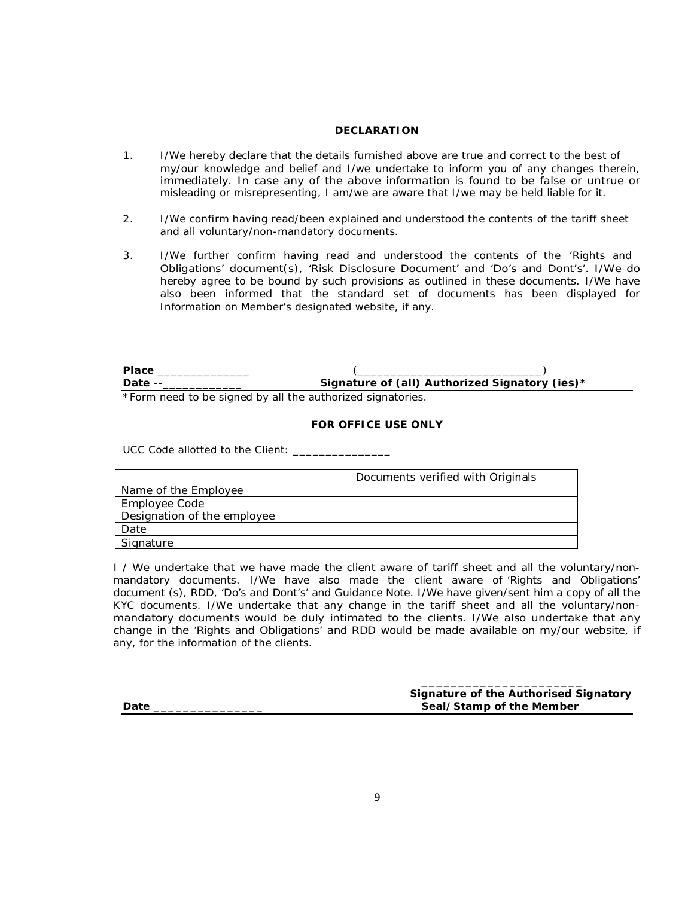## DECLARATION

1. I/We hereby declare that the details furnished above are true and correct to the best of my/our knowledge and belief and I/we undertake to inform you of any changes therein, immediately. In case any of the above information is found to be false or untrue or misleading or misrepresenting, I am/we are aware that I/we may be held liable for it.

2. I/We confirm having read/been explained and understood the contents of the tariff sheet and all voluntary/non-mandatory documents.

3. I/We further confirm having read and understood the contents of the 'Rights and Obligations' document(s), 'Risk Disclosure Document' and 'Do's and Dont's'. I/We do hereby agree to be bound by such provisions as outlined in these documents. I/We have also been informed that the standard set of documents has been displayed for Information on Member's designated website, if any.

**Place** ______________ (____________________________)

**Date** --____________ **Signature of (all) Authorized Signatory (ies)***

*Form need to be signed by all the authorized signatories.

### FOR OFFICE USE ONLY

UCC Code allotted to the Client: _______________

| | Documents verified with Originals |
|---|---|
| Name of the Employee | |
| Employee Code | |
| Designation of the employee | |
| Date | |
| Signature | |

I / We undertake that we have made the client aware of tariff sheet and all the voluntary/non-mandatory documents. I/We have also made the client aware of 'Rights and Obligations' document (s), RDD, 'Do's and Dont's' and Guidance Note. I/We have given/sent him a copy of all the KYC documents. I/We undertake that any change in the tariff sheet and all the voluntary/non-mandatory documents would be duly intimated to the clients. I/We also undertake that any change in the 'Rights and Obligations' and RDD would be made available on my/our website, if any, for the information of the clients.

______________________

**Signature of the Authorised Signatory**

**Date** _______________ **Seal/Stamp of the Member**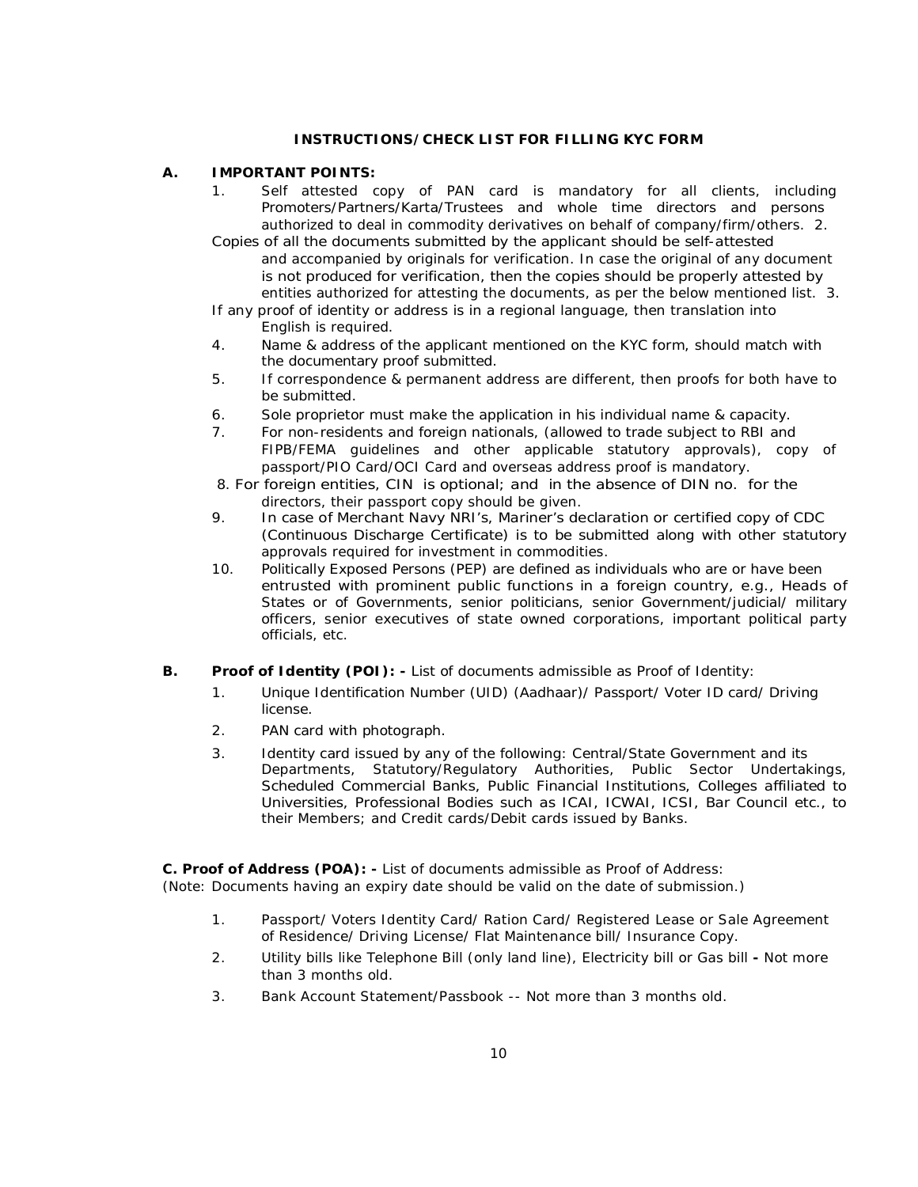## INSTRUCTIONS/CHECK LIST FOR FILLING KYC FORM

### A. IMPORTANT POINTS:

1. Self attested copy of PAN card is mandatory for all clients, including Promoters/Partners/Karta/Trustees and whole time directors and persons authorized to deal in commodity derivatives on behalf of company/firm/others.
2. Copies of all the documents submitted by the applicant should be self-attested and accompanied by originals for verification. In case the original of any document is not produced for verification, then the copies should be properly attested by entities authorized for attesting the documents, as per the below mentioned list.
3. If any proof of identity or address is in a regional language, then translation into English is required.
4. Name & address of the applicant mentioned on the KYC form, should match with the documentary proof submitted.
5. If correspondence & permanent address are different, then proofs for both have to be submitted.
6. Sole proprietor must make the application in his individual name & capacity.
7. For non-residents and foreign nationals, (allowed to trade subject to RBI and FIPB/FEMA guidelines and other applicable statutory approvals), copy of passport/PIO Card/OCI Card and overseas address proof is mandatory.
8. For foreign entities, CIN is optional; and in the absence of DIN no. for the directors, their passport copy should be given.
9. In case of Merchant Navy NRI's, Mariner's declaration or certified copy of CDC (Continuous Discharge Certificate) is to be submitted along with other statutory approvals required for investment in commodities.
10. Politically Exposed Persons (PEP) are defined as individuals who are or have been entrusted with prominent public functions in a foreign country, e.g., Heads of States or of Governments, senior politicians, senior Government/judicial/ military officers, senior executives of state owned corporations, important political party officials, etc.

### B. Proof of Identity (POI): - List of documents admissible as Proof of Identity:

1. Unique Identification Number (UID) (Aadhaar)/ Passport/ Voter ID card/ Driving license.
2. PAN card with photograph.
3. Identity card issued by any of the following: Central/State Government and its Departments, Statutory/Regulatory Authorities, Public Sector Undertakings, Scheduled Commercial Banks, Public Financial Institutions, Colleges affiliated to Universities, Professional Bodies such as ICAI, ICWAI, ICSI, Bar Council etc., to their Members; and Credit cards/Debit cards issued by Banks.

### C. Proof of Address (POA): - List of documents admissible as Proof of Address:

(Note: Documents having an expiry date should be valid on the date of submission.)

1. Passport/ Voters Identity Card/ Ration Card/ Registered Lease or Sale Agreement of Residence/ Driving License/ Flat Maintenance bill/ Insurance Copy.
2. Utility bills like Telephone Bill (only land line), Electricity bill or Gas bill **-** Not more than 3 months old.
3. Bank Account Statement/Passbook -- Not more than 3 months old.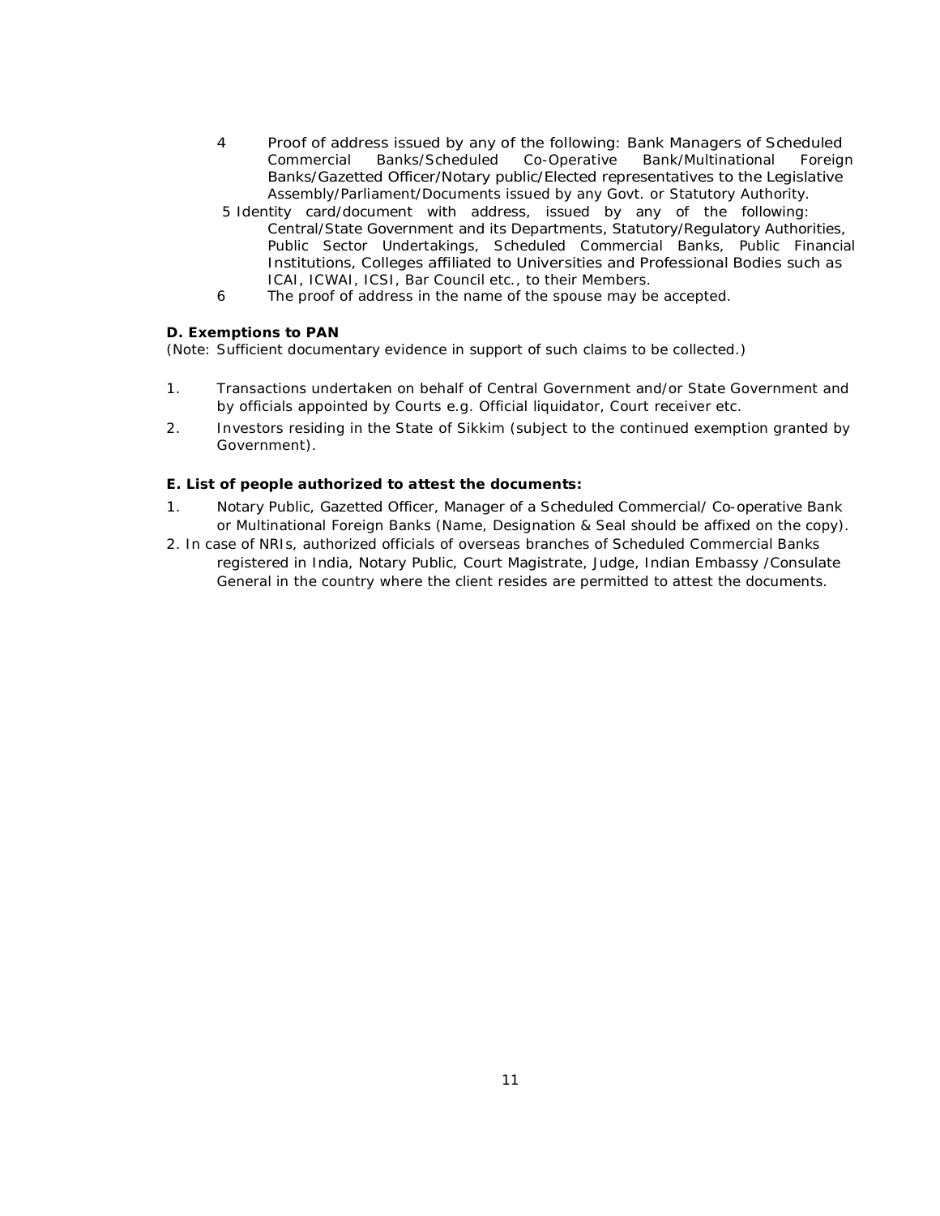4. Proof of address issued by any of the following: Bank Managers of Scheduled Commercial Banks/Scheduled Co-Operative Bank/Multinational Foreign Banks/Gazetted Officer/Notary public/Elected representatives to the Legislative Assembly/Parliament/Documents issued by any Govt. or Statutory Authority.
5. Identity card/document with address, issued by any of the following: Central/State Government and its Departments, Statutory/Regulatory Authorities, Public Sector Undertakings, Scheduled Commercial Banks, Public Financial Institutions, Colleges affiliated to Universities and Professional Bodies such as ICAI, ICWAI, ICSI, Bar Council etc., to their Members.
6. The proof of address in the name of the spouse may be accepted.

**D. Exemptions to PAN**

(Note: Sufficient documentary evidence in support of such claims to be collected.)

1. Transactions undertaken on behalf of Central Government and/or State Government and by officials appointed by Courts e.g. Official liquidator, Court receiver etc.
2. Investors residing in the State of Sikkim (subject to the continued exemption granted by Government).

**E. List of people authorized to attest the documents:**

1. Notary Public, Gazetted Officer, Manager of a Scheduled Commercial/ Co-operative Bank or Multinational Foreign Banks (Name, Designation & Seal should be affixed on the copy).
2. In case of NRIs, authorized officials of overseas branches of Scheduled Commercial Banks registered in India, Notary Public, Court Magistrate, Judge, Indian Embassy /Consulate General in the country where the client resides are permitted to attest the documents.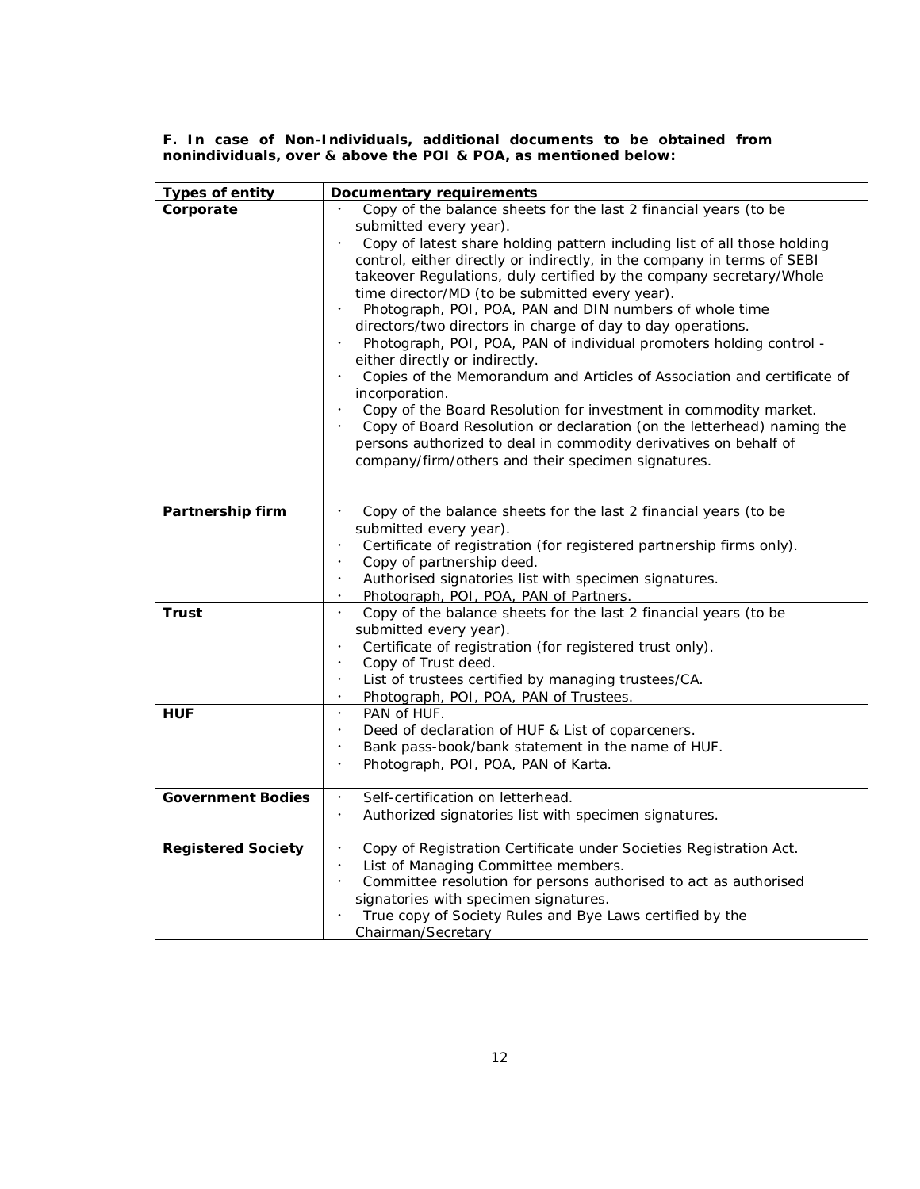**F. In case of Non-Individuals, additional documents to be obtained from nonindividuals, over & above the POI & POA, as mentioned below:**

| Types of entity | Documentary requirements |
|---|---|
| **Corporate** | · Copy of the balance sheets for the last 2 financial years (to be submitted every year).<br>· Copy of latest share holding pattern including list of all those holding control, either directly or indirectly, in the company in terms of SEBI takeover Regulations, duly certified by the company secretary/Whole time director/MD (to be submitted every year).<br>· Photograph, POI, POA, PAN and DIN numbers of whole time directors/two directors in charge of day to day operations.<br>· Photograph, POI, POA, PAN of individual promoters holding control - either directly or indirectly.<br>· Copies of the Memorandum and Articles of Association and certificate of incorporation.<br>· Copy of the Board Resolution for investment in commodity market.<br>· Copy of Board Resolution or declaration (on the letterhead) naming the persons authorized to deal in commodity derivatives on behalf of company/firm/others and their specimen signatures. |
| **Partnership firm** | · Copy of the balance sheets for the last 2 financial years (to be submitted every year).<br>· Certificate of registration (for registered partnership firms only).<br>· Copy of partnership deed.<br>· Authorised signatories list with specimen signatures.<br>· Photograph, POI, POA, PAN of Partners. |
| **Trust** | · Copy of the balance sheets for the last 2 financial years (to be submitted every year).<br>· Certificate of registration (for registered trust only).<br>· Copy of Trust deed.<br>· List of trustees certified by managing trustees/CA.<br>· Photograph, POI, POA, PAN of Trustees. |
| **HUF** | · PAN of HUF.<br>· Deed of declaration of HUF & List of coparceners.<br>· Bank pass-book/bank statement in the name of HUF.<br>· Photograph, POI, POA, PAN of Karta. |
| **Government Bodies** | · Self-certification on letterhead.<br>· Authorized signatories list with specimen signatures. |
| **Registered Society** | · Copy of Registration Certificate under Societies Registration Act.<br>· List of Managing Committee members.<br>· Committee resolution for persons authorised to act as authorised signatories with specimen signatures.<br>· True copy of Society Rules and Bye Laws certified by the Chairman/Secretary |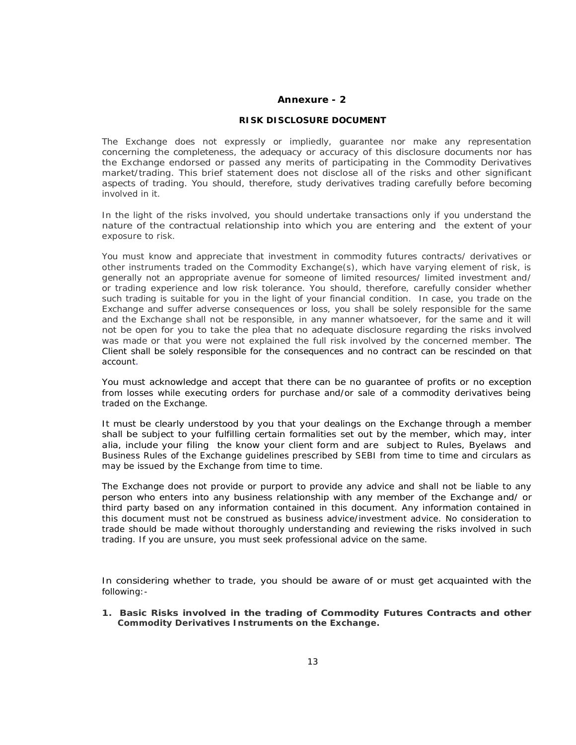## Annexure - 2

### RISK DISCLOSURE DOCUMENT

The Exchange does not expressly or impliedly, guarantee nor make any representation concerning the completeness, the adequacy or accuracy of this disclosure documents nor has the Exchange endorsed or passed any merits of participating in the Commodity Derivatives market/trading. This brief statement does not disclose all of the risks and other significant aspects of trading. You should, therefore, study derivatives trading carefully before becoming involved in it.

In the light of the risks involved, you should undertake transactions only if you understand the nature of the contractual relationship into which you are entering and the extent of your exposure to risk.

You must know and appreciate that investment in commodity futures contracts/ derivatives or other instruments traded on the Commodity Exchange(s), which have varying element of risk, is generally not an appropriate avenue for someone of limited resources/ limited investment and/ or trading experience and low risk tolerance. You should, therefore, carefully consider whether such trading is suitable for you in the light of your financial condition. In case, you trade on the Exchange and suffer adverse consequences or loss, you shall be solely responsible for the same and the Exchange shall not be responsible, in any manner whatsoever, for the same and it will not be open for you to take the plea that no adequate disclosure regarding the risks involved was made or that you were not explained the full risk involved by the concerned member. The Client shall be solely responsible for the consequences and no contract can be rescinded on that account.

You must acknowledge and accept that there can be no guarantee of profits or no exception from losses while executing orders for purchase and/or sale of a commodity derivatives being traded on the Exchange.

It must be clearly understood by you that your dealings on the Exchange through a member shall be subject to your fulfilling certain formalities set out by the member, which may, inter alia, include your filing the know your client form and are subject to Rules, Byelaws and Business Rules of the Exchange guidelines prescribed by SEBI from time to time and circulars as may be issued by the Exchange from time to time.

The Exchange does not provide or purport to provide any advice and shall not be liable to any person who enters into any business relationship with any member of the Exchange and/ or third party based on any information contained in this document. Any information contained in this document must not be construed as business advice/investment advice. No consideration to trade should be made without thoroughly understanding and reviewing the risks involved in such trading. If you are unsure, you must seek professional advice on the same.

In considering whether to trade, you should be aware of or must get acquainted with the following:-

**1. Basic Risks involved in the trading of Commodity Futures Contracts and other Commodity Derivatives Instruments on the Exchange.**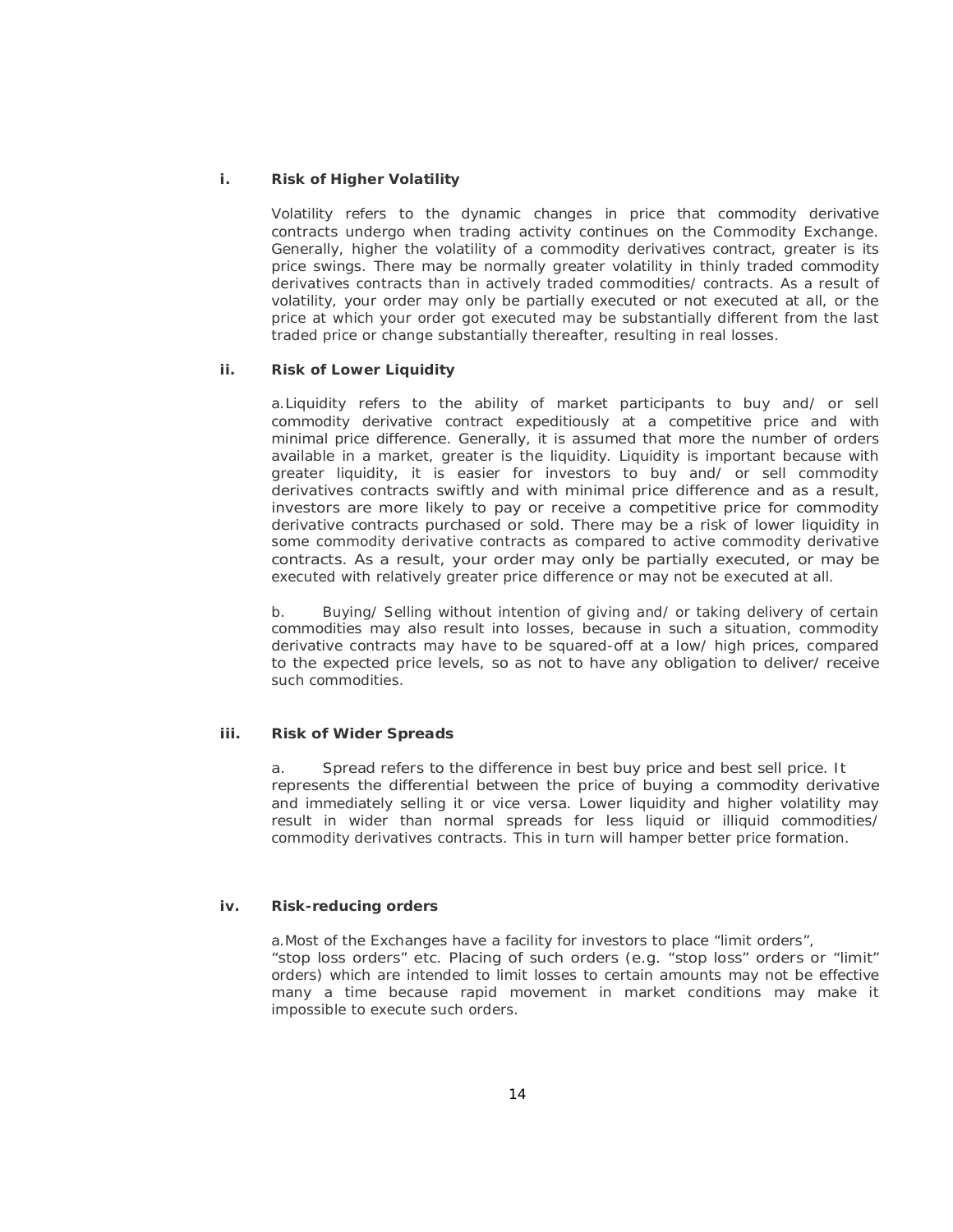**i. Risk of Higher Volatility**

Volatility refers to the dynamic changes in price that commodity derivative contracts undergo when trading activity continues on the Commodity Exchange. Generally, higher the volatility of a commodity derivatives contract, greater is its price swings. There may be normally greater volatility in thinly traded commodity derivatives contracts than in actively traded commodities/ contracts. As a result of volatility, your order may only be partially executed or not executed at all, or the price at which your order got executed may be substantially different from the last traded price or change substantially thereafter, resulting in real losses.

**ii. Risk of Lower Liquidity**

a. Liquidity refers to the ability of market participants to buy and/ or sell commodity derivative contract expeditiously at a competitive price and with minimal price difference. Generally, it is assumed that more the number of orders available in a market, greater is the liquidity. Liquidity is important because with greater liquidity, it is easier for investors to buy and/ or sell commodity derivatives contracts swiftly and with minimal price difference and as a result, investors are more likely to pay or receive a competitive price for commodity derivative contracts purchased or sold. There may be a risk of lower liquidity in some commodity derivative contracts as compared to active commodity derivative contracts. As a result, your order may only be partially executed, or may be executed with relatively greater price difference or may not be executed at all.

b. Buying/ Selling without intention of giving and/ or taking delivery of certain commodities may also result into losses, because in such a situation, commodity derivative contracts may have to be squared-off at a low/ high prices, compared to the expected price levels, so as not to have any obligation to deliver/ receive such commodities.

**iii. Risk of Wider Spreads**

a. Spread refers to the difference in best buy price and best sell price. It represents the differential between the price of buying a commodity derivative and immediately selling it or vice versa. Lower liquidity and higher volatility may result in wider than normal spreads for less liquid or illiquid commodities/ commodity derivatives contracts. This in turn will hamper better price formation.

**iv. Risk-reducing orders**

a. Most of the Exchanges have a facility for investors to place "limit orders", "stop loss orders" etc. Placing of such orders (e.g. "stop loss" orders or "limit" orders) which are intended to limit losses to certain amounts may not be effective many a time because rapid movement in market conditions may make it impossible to execute such orders.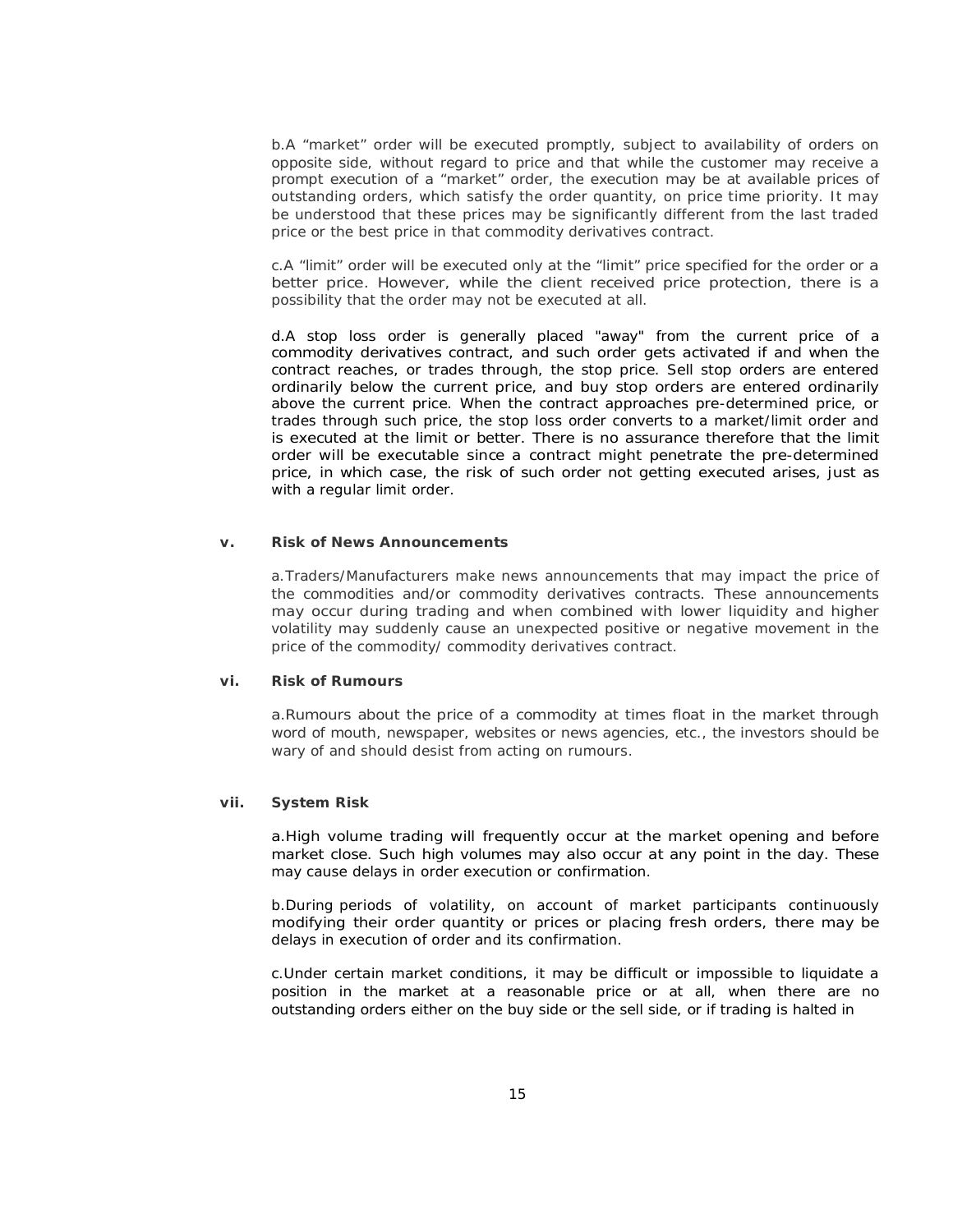b.A “market” order will be executed promptly, subject to availability of orders on opposite side, without regard to price and that while the customer may receive a prompt execution of a “market” order, the execution may be at available prices of outstanding orders, which satisfy the order quantity, on price time priority. It may be understood that these prices may be significantly different from the last traded price or the best price in that commodity derivatives contract.

c.A “limit” order will be executed only at the “limit” price specified for the order or a better price. However, while the client received price protection, there is a possibility that the order may not be executed at all.

d.A stop loss order is generally placed "away" from the current price of a commodity derivatives contract, and such order gets activated if and when the contract reaches, or trades through, the stop price. Sell stop orders are entered ordinarily below the current price, and buy stop orders are entered ordinarily above the current price. When the contract approaches pre-determined price, or trades through such price, the stop loss order converts to a market/limit order and is executed at the limit or better. There is no assurance therefore that the limit order will be executable since a contract might penetrate the pre-determined price, in which case, the risk of such order not getting executed arises, just as with a regular limit order.

**v. Risk of News Announcements**

a.Traders/Manufacturers make news announcements that may impact the price of the commodities and/or commodity derivatives contracts. These announcements may occur during trading and when combined with lower liquidity and higher volatility may suddenly cause an unexpected positive or negative movement in the price of the commodity/ commodity derivatives contract.

**vi. Risk of Rumours**

a.Rumours about the price of a commodity at times float in the market through word of mouth, newspaper, websites or news agencies, etc., the investors should be wary of and should desist from acting on rumours.

**vii. System Risk**

a.High volume trading will frequently occur at the market opening and before market close. Such high volumes may also occur at any point in the day. These may cause delays in order execution or confirmation.

b.During periods of volatility, on account of market participants continuously modifying their order quantity or prices or placing fresh orders, there may be delays in execution of order and its confirmation.

c.Under certain market conditions, it may be difficult or impossible to liquidate a position in the market at a reasonable price or at all, when there are no outstanding orders either on the buy side or the sell side, or if trading is halted in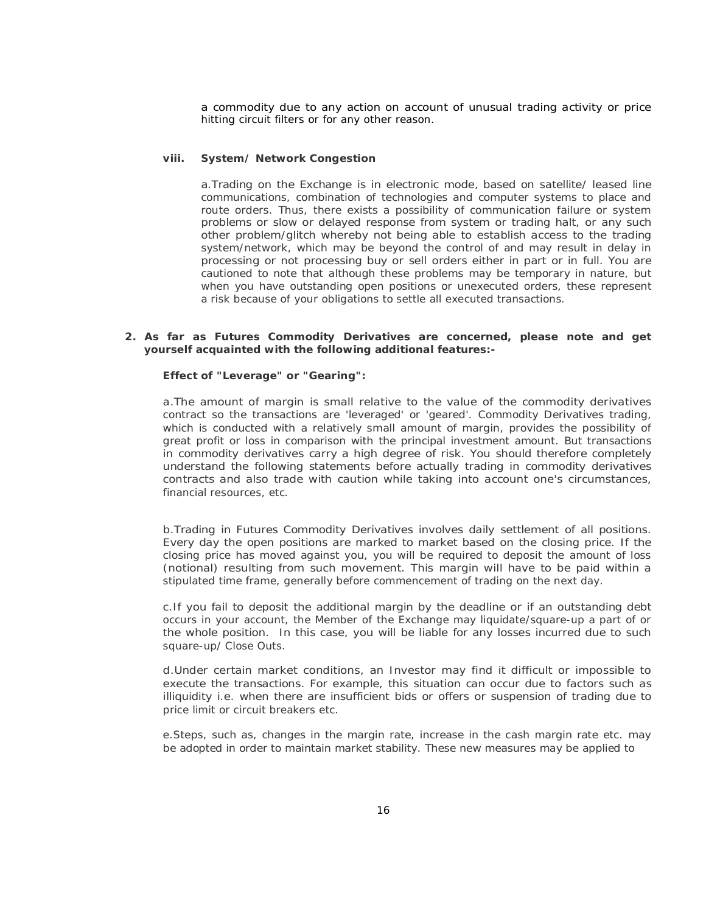a commodity due to any action on account of unusual trading activity or price hitting circuit filters or for any other reason.

**viii. System/ Network Congestion**

a.Trading on the Exchange is in electronic mode, based on satellite/ leased line communications, combination of technologies and computer systems to place and route orders. Thus, there exists a possibility of communication failure or system problems or slow or delayed response from system or trading halt, or any such other problem/glitch whereby not being able to establish access to the trading system/network, which may be beyond the control of and may result in delay in processing or not processing buy or sell orders either in part or in full. You are cautioned to note that although these problems may be temporary in nature, but when you have outstanding open positions or unexecuted orders, these represent a risk because of your obligations to settle all executed transactions.

**2. As far as Futures Commodity Derivatives are concerned, please note and get yourself acquainted with the following additional features:-**

**Effect of "Leverage" or "Gearing":**

a.The amount of margin is small relative to the value of the commodity derivatives contract so the transactions are 'leveraged' or 'geared'. Commodity Derivatives trading, which is conducted with a relatively small amount of margin, provides the possibility of great profit or loss in comparison with the principal investment amount. But transactions in commodity derivatives carry a high degree of risk. You should therefore completely understand the following statements before actually trading in commodity derivatives contracts and also trade with caution while taking into account one's circumstances, financial resources, etc.

b.Trading in Futures Commodity Derivatives involves daily settlement of all positions. Every day the open positions are marked to market based on the closing price. If the closing price has moved against you, you will be required to deposit the amount of loss (notional) resulting from such movement. This margin will have to be paid within a stipulated time frame, generally before commencement of trading on the next day.

c.If you fail to deposit the additional margin by the deadline or if an outstanding debt occurs in your account, the Member of the Exchange may liquidate/square-up a part of or the whole position. In this case, you will be liable for any losses incurred due to such square-up/ Close Outs.

d.Under certain market conditions, an Investor may find it difficult or impossible to execute the transactions. For example, this situation can occur due to factors such as illiquidity i.e. when there are insufficient bids or offers or suspension of trading due to price limit or circuit breakers etc.

e.Steps, such as, changes in the margin rate, increase in the cash margin rate etc. may be adopted in order to maintain market stability. These new measures may be applied to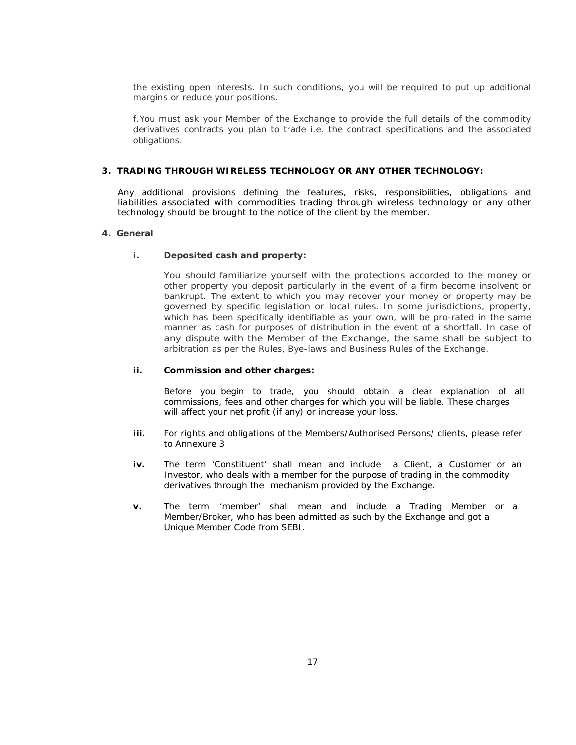the existing open interests. In such conditions, you will be required to put up additional margins or reduce your positions.

f. You must ask your Member of the Exchange to provide the full details of the commodity derivatives contracts you plan to trade i.e. the contract specifications and the associated obligations.

### 3. TRADING THROUGH WIRELESS TECHNOLOGY OR ANY OTHER TECHNOLOGY:

Any additional provisions defining the features, risks, responsibilities, obligations and liabilities associated with commodities trading through wireless technology or any other technology should be brought to the notice of the client by the member.

### 4. General

**i. Deposited cash and property:**

You should familiarize yourself with the protections accorded to the money or other property you deposit particularly in the event of a firm become insolvent or bankrupt. The extent to which you may recover your money or property may be governed by specific legislation or local rules. In some jurisdictions, property, which has been specifically identifiable as your own, will be pro-rated in the same manner as cash for purposes of distribution in the event of a shortfall. In case of any dispute with the Member of the Exchange, the same shall be subject to arbitration as per the Rules, Bye-laws and Business Rules of the Exchange.

**ii. Commission and other charges:**

Before you begin to trade, you should obtain a clear explanation of all commissions, fees and other charges for which you will be liable. These charges will affect your net profit (if any) or increase your loss.

**iii.** For rights and obligations of the Members/Authorised Persons/ clients, please refer to Annexure 3

**iv.** The term 'Constituent' shall mean and include a Client, a Customer or an Investor, who deals with a member for the purpose of trading in the commodity derivatives through the mechanism provided by the Exchange.

**v.** The term 'member' shall mean and include a Trading Member or a Member/Broker, who has been admitted as such by the Exchange and got a Unique Member Code from SEBI.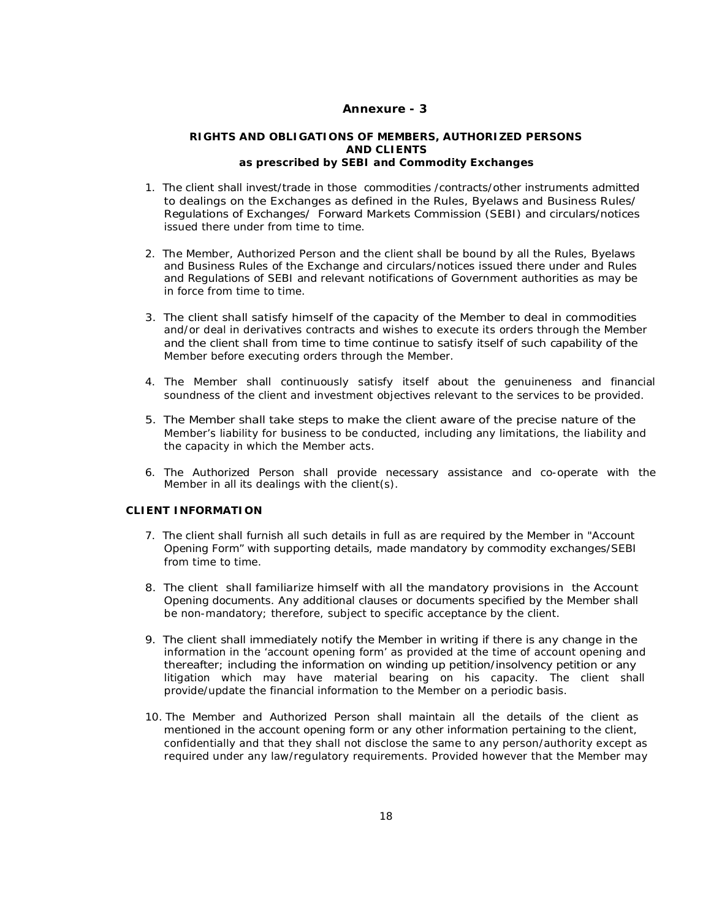# Annexure - 3

## RIGHTS AND OBLIGATIONS OF MEMBERS, AUTHORIZED PERSONS AND CLIENTS
### as prescribed by SEBI and Commodity Exchanges

1. The client shall invest/trade in those commodities /contracts/other instruments admitted to dealings on the Exchanges as defined in the Rules, Byelaws and Business Rules/ Regulations of Exchanges/ Forward Markets Commission (SEBI) and circulars/notices issued there under from time to time.

2. The Member, Authorized Person and the client shall be bound by all the Rules, Byelaws and Business Rules of the Exchange and circulars/notices issued there under and Rules and Regulations of SEBI and relevant notifications of Government authorities as may be in force from time to time.

3. The client shall satisfy himself of the capacity of the Member to deal in commodities and/or deal in derivatives contracts and wishes to execute its orders through the Member and the client shall from time to time continue to satisfy itself of such capability of the Member before executing orders through the Member.

4. The Member shall continuously satisfy itself about the genuineness and financial soundness of the client and investment objectives relevant to the services to be provided.

5. The Member shall take steps to make the client aware of the precise nature of the Member's liability for business to be conducted, including any limitations, the liability and the capacity in which the Member acts.

6. The Authorized Person shall provide necessary assistance and co-operate with the Member in all its dealings with the client(s).

### CLIENT INFORMATION

7. The client shall furnish all such details in full as are required by the Member in "Account Opening Form" with supporting details, made mandatory by commodity exchanges/SEBI from time to time.

8. The client shall familiarize himself with all the mandatory provisions in the Account Opening documents. Any additional clauses or documents specified by the Member shall be non-mandatory; therefore, subject to specific acceptance by the client.

9. The client shall immediately notify the Member in writing if there is any change in the information in the 'account opening form' as provided at the time of account opening and thereafter; including the information on winding up petition/insolvency petition or any litigation which may have material bearing on his capacity. The client shall provide/update the financial information to the Member on a periodic basis.

10. The Member and Authorized Person shall maintain all the details of the client as mentioned in the account opening form or any other information pertaining to the client, confidentially and that they shall not disclose the same to any person/authority except as required under any law/regulatory requirements. Provided however that the Member may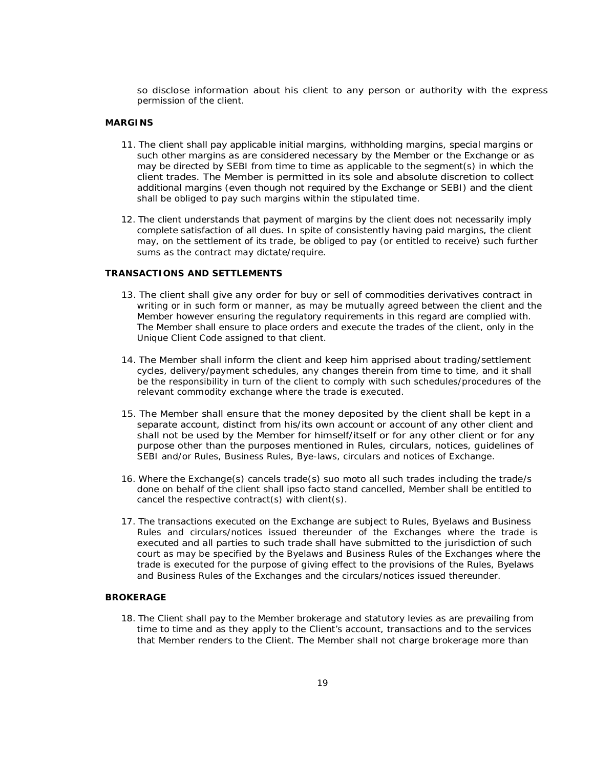so disclose information about his client to any person or authority with the express permission of the client.

**MARGINS**

11. The client shall pay applicable initial margins, withholding margins, special margins or such other margins as are considered necessary by the Member or the Exchange or as may be directed by SEBI from time to time as applicable to the segment(s) in which the client trades. The Member is permitted in its sole and absolute discretion to collect additional margins (even though not required by the Exchange or SEBI) and the client shall be obliged to pay such margins within the stipulated time.

12. The client understands that payment of margins by the client does not necessarily imply complete satisfaction of all dues. In spite of consistently having paid margins, the client may, on the settlement of its trade, be obliged to pay (or entitled to receive) such further sums as the contract may dictate/require.

**TRANSACTIONS AND SETTLEMENTS**

13. The client shall give any order for buy or sell of commodities derivatives contract in writing or in such form or manner, as may be mutually agreed between the client and the Member however ensuring the regulatory requirements in this regard are complied with. The Member shall ensure to place orders and execute the trades of the client, only in the Unique Client Code assigned to that client.

14. The Member shall inform the client and keep him apprised about trading/settlement cycles, delivery/payment schedules, any changes therein from time to time, and it shall be the responsibility in turn of the client to comply with such schedules/procedures of the relevant commodity exchange where the trade is executed.

15. The Member shall ensure that the money deposited by the client shall be kept in a separate account, distinct from his/its own account or account of any other client and shall not be used by the Member for himself/itself or for any other client or for any purpose other than the purposes mentioned in Rules, circulars, notices, guidelines of SEBI and/or Rules, Business Rules, Bye-laws, circulars and notices of Exchange.

16. Where the Exchange(s) cancels trade(s) suo moto all such trades including the trade/s done on behalf of the client shall ipso facto stand cancelled, Member shall be entitled to cancel the respective contract(s) with client(s).

17. The transactions executed on the Exchange are subject to Rules, Byelaws and Business Rules and circulars/notices issued thereunder of the Exchanges where the trade is executed and all parties to such trade shall have submitted to the jurisdiction of such court as may be specified by the Byelaws and Business Rules of the Exchanges where the trade is executed for the purpose of giving effect to the provisions of the Rules, Byelaws and Business Rules of the Exchanges and the circulars/notices issued thereunder.

**BROKERAGE**

18. The Client shall pay to the Member brokerage and statutory levies as are prevailing from time to time and as they apply to the Client's account, transactions and to the services that Member renders to the Client. The Member shall not charge brokerage more than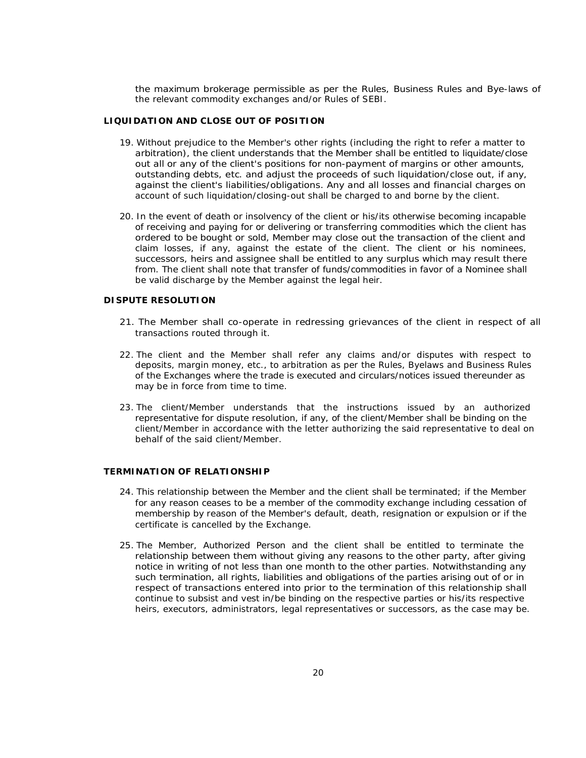the maximum brokerage permissible as per the Rules, Business Rules and Bye-laws of the relevant commodity exchanges and/or Rules of SEBI.

**LIQUIDATION AND CLOSE OUT OF POSITION**

19. Without prejudice to the Member's other rights (including the right to refer a matter to arbitration), the client understands that the Member shall be entitled to liquidate/close out all or any of the client's positions for non-payment of margins or other amounts, outstanding debts, etc. and adjust the proceeds of such liquidation/close out, if any, against the client's liabilities/obligations. Any and all losses and financial charges on account of such liquidation/closing-out shall be charged to and borne by the client.

20. In the event of death or insolvency of the client or his/its otherwise becoming incapable of receiving and paying for or delivering or transferring commodities which the client has ordered to be bought or sold, Member may close out the transaction of the client and claim losses, if any, against the estate of the client. The client or his nominees, successors, heirs and assignee shall be entitled to any surplus which may result there from. The client shall note that transfer of funds/commodities in favor of a Nominee shall be valid discharge by the Member against the legal heir.

**DISPUTE RESOLUTION**

21. The Member shall co-operate in redressing grievances of the client in respect of all transactions routed through it.

22. The client and the Member shall refer any claims and/or disputes with respect to deposits, margin money, etc., to arbitration as per the Rules, Byelaws and Business Rules of the Exchanges where the trade is executed and circulars/notices issued thereunder as may be in force from time to time.

23. The client/Member understands that the instructions issued by an authorized representative for dispute resolution, if any, of the client/Member shall be binding on the client/Member in accordance with the letter authorizing the said representative to deal on behalf of the said client/Member.

**TERMINATION OF RELATIONSHIP**

24. This relationship between the Member and the client shall be terminated; if the Member for any reason ceases to be a member of the commodity exchange including cessation of membership by reason of the Member's default, death, resignation or expulsion or if the certificate is cancelled by the Exchange.

25. The Member, Authorized Person and the client shall be entitled to terminate the relationship between them without giving any reasons to the other party, after giving notice in writing of not less than one month to the other parties. Notwithstanding any such termination, all rights, liabilities and obligations of the parties arising out of or in respect of transactions entered into prior to the termination of this relationship shall continue to subsist and vest in/be binding on the respective parties or his/its respective heirs, executors, administrators, legal representatives or successors, as the case may be.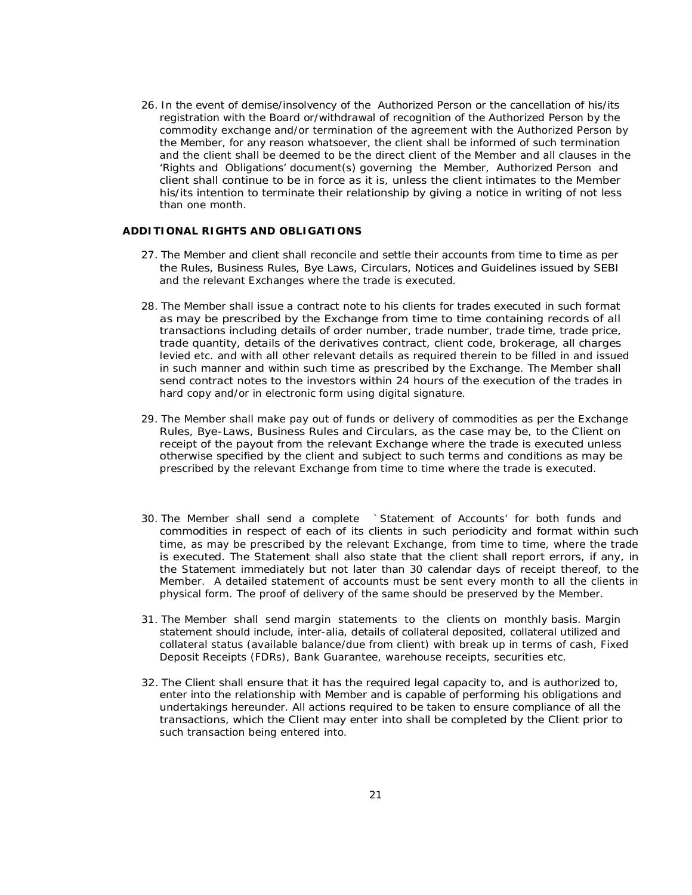26. In the event of demise/insolvency of the Authorized Person or the cancellation of his/its registration with the Board or/withdrawal of recognition of the Authorized Person by the commodity exchange and/or termination of the agreement with the Authorized Person by the Member, for any reason whatsoever, the client shall be informed of such termination and the client shall be deemed to be the direct client of the Member and all clauses in the 'Rights and Obligations' document(s) governing the Member, Authorized Person and client shall continue to be in force as it is, unless the client intimates to the Member his/its intention to terminate their relationship by giving a notice in writing of not less than one month.

**ADDITIONAL RIGHTS AND OBLIGATIONS**

27. The Member and client shall reconcile and settle their accounts from time to time as per the Rules, Business Rules, Bye Laws, Circulars, Notices and Guidelines issued by SEBI and the relevant Exchanges where the trade is executed.

28. The Member shall issue a contract note to his clients for trades executed in such format as may be prescribed by the Exchange from time to time containing records of all transactions including details of order number, trade number, trade time, trade price, trade quantity, details of the derivatives contract, client code, brokerage, all charges levied etc. and with all other relevant details as required therein to be filled in and issued in such manner and within such time as prescribed by the Exchange. The Member shall send contract notes to the investors within 24 hours of the execution of the trades in hard copy and/or in electronic form using digital signature.

29. The Member shall make pay out of funds or delivery of commodities as per the Exchange Rules, Bye-Laws, Business Rules and Circulars, as the case may be, to the Client on receipt of the payout from the relevant Exchange where the trade is executed unless otherwise specified by the client and subject to such terms and conditions as may be prescribed by the relevant Exchange from time to time where the trade is executed.

30. The Member shall send a complete `Statement of Accounts' for both funds and commodities in respect of each of its clients in such periodicity and format within such time, as may be prescribed by the relevant Exchange, from time to time, where the trade is executed. The Statement shall also state that the client shall report errors, if any, in the Statement immediately but not later than 30 calendar days of receipt thereof, to the Member. A detailed statement of accounts must be sent every month to all the clients in physical form. The proof of delivery of the same should be preserved by the Member.

31. The Member shall send margin statements to the clients on monthly basis. Margin statement should include, inter-alia, details of collateral deposited, collateral utilized and collateral status (available balance/due from client) with break up in terms of cash, Fixed Deposit Receipts (FDRs), Bank Guarantee, warehouse receipts, securities etc.

32. The Client shall ensure that it has the required legal capacity to, and is authorized to, enter into the relationship with Member and is capable of performing his obligations and undertakings hereunder. All actions required to be taken to ensure compliance of all the transactions, which the Client may enter into shall be completed by the Client prior to such transaction being entered into.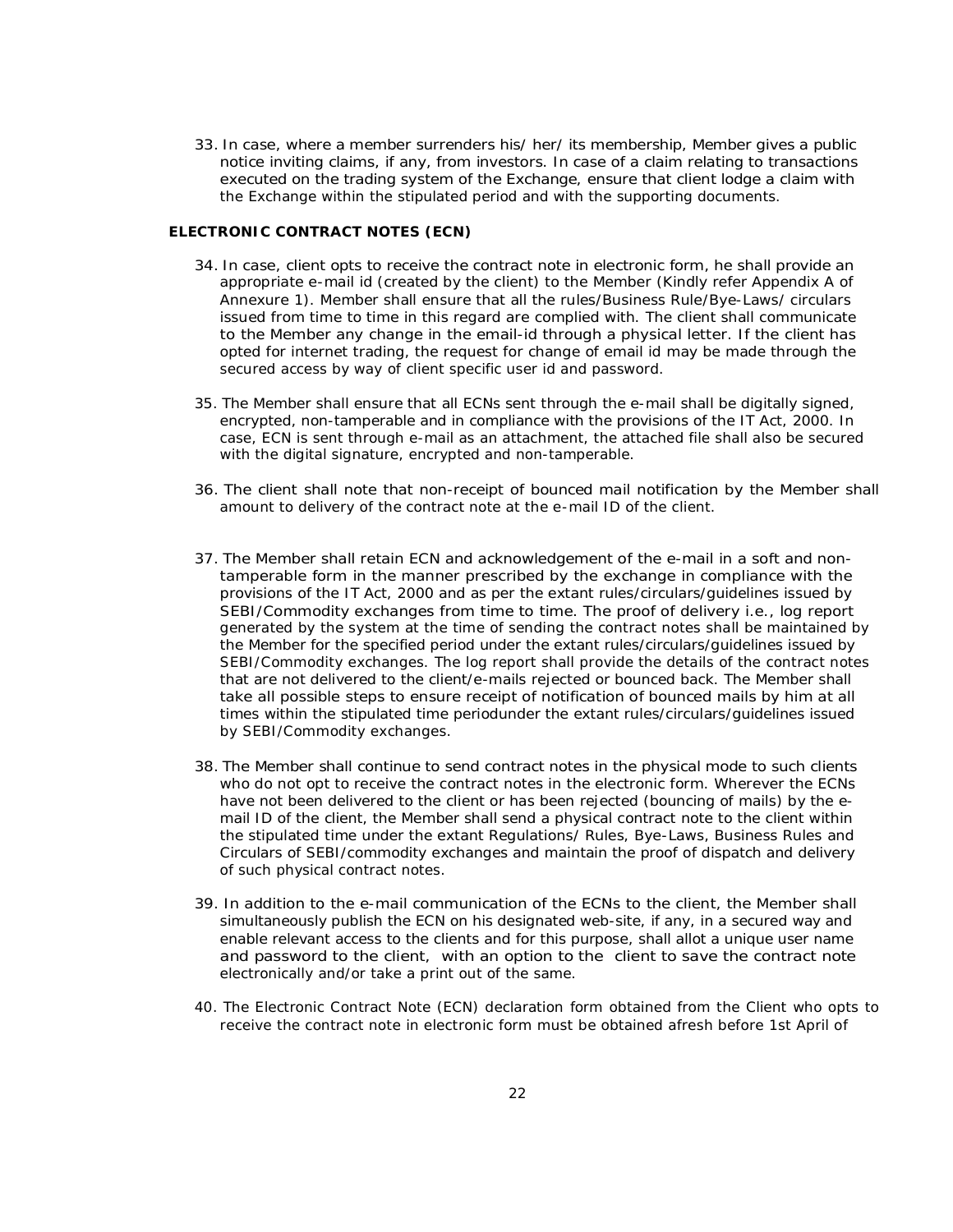33. In case, where a member surrenders his/ her/ its membership, Member gives a public notice inviting claims, if any, from investors. In case of a claim relating to transactions executed on the trading system of the Exchange, ensure that client lodge a claim with the Exchange within the stipulated period and with the supporting documents.

**ELECTRONIC CONTRACT NOTES (ECN)**

34. In case, client opts to receive the contract note in electronic form, he shall provide an appropriate e-mail id (created by the client) to the Member (Kindly refer Appendix A of Annexure 1). Member shall ensure that all the rules/Business Rule/Bye-Laws/ circulars issued from time to time in this regard are complied with. The client shall communicate to the Member any change in the email-id through a physical letter. If the client has opted for internet trading, the request for change of email id may be made through the secured access by way of client specific user id and password.

35. The Member shall ensure that all ECNs sent through the e-mail shall be digitally signed, encrypted, non-tamperable and in compliance with the provisions of the IT Act, 2000. In case, ECN is sent through e-mail as an attachment, the attached file shall also be secured with the digital signature, encrypted and non-tamperable.

36. The client shall note that non-receipt of bounced mail notification by the Member shall amount to delivery of the contract note at the e-mail ID of the client.

37. The Member shall retain ECN and acknowledgement of the e-mail in a soft and non-tamperable form in the manner prescribed by the exchange in compliance with the provisions of the IT Act, 2000 and as per the extant rules/circulars/guidelines issued by SEBI/Commodity exchanges from time to time. The proof of delivery i.e., log report generated by the system at the time of sending the contract notes shall be maintained by the Member for the specified period under the extant rules/circulars/guidelines issued by SEBI/Commodity exchanges. The log report shall provide the details of the contract notes that are not delivered to the client/e-mails rejected or bounced back. The Member shall take all possible steps to ensure receipt of notification of bounced mails by him at all times within the stipulated time periodunder the extant rules/circulars/guidelines issued by SEBI/Commodity exchanges.

38. The Member shall continue to send contract notes in the physical mode to such clients who do not opt to receive the contract notes in the electronic form. Wherever the ECNs have not been delivered to the client or has been rejected (bouncing of mails) by the e-mail ID of the client, the Member shall send a physical contract note to the client within the stipulated time under the extant Regulations/ Rules, Bye-Laws, Business Rules and Circulars of SEBI/commodity exchanges and maintain the proof of dispatch and delivery of such physical contract notes.

39. In addition to the e-mail communication of the ECNs to the client, the Member shall simultaneously publish the ECN on his designated web-site, if any, in a secured way and enable relevant access to the clients and for this purpose, shall allot a unique user name and password to the client, with an option to the client to save the contract note electronically and/or take a print out of the same.

40. The Electronic Contract Note (ECN) declaration form obtained from the Client who opts to receive the contract note in electronic form must be obtained afresh before 1st April of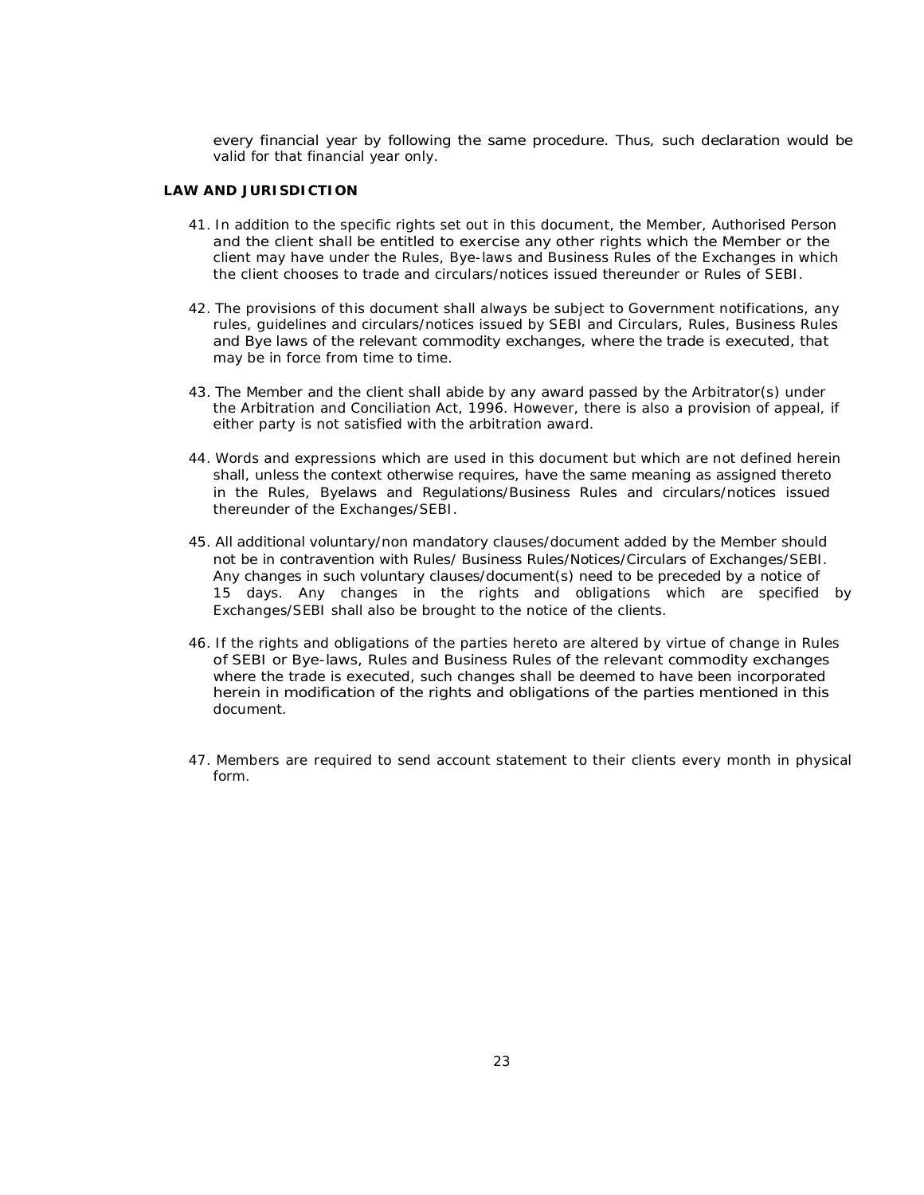every financial year by following the same procedure. Thus, such declaration would be valid for that financial year only.

**LAW AND JURISDICTION**

41. In addition to the specific rights set out in this document, the Member, Authorised Person and the client shall be entitled to exercise any other rights which the Member or the client may have under the Rules, Bye-laws and Business Rules of the Exchanges in which the client chooses to trade and circulars/notices issued thereunder or Rules of SEBI.

42. The provisions of this document shall always be subject to Government notifications, any rules, guidelines and circulars/notices issued by SEBI and Circulars, Rules, Business Rules and Bye laws of the relevant commodity exchanges, where the trade is executed, that may be in force from time to time.

43. The Member and the client shall abide by any award passed by the Arbitrator(s) under the Arbitration and Conciliation Act, 1996. However, there is also a provision of appeal, if either party is not satisfied with the arbitration award.

44. Words and expressions which are used in this document but which are not defined herein shall, unless the context otherwise requires, have the same meaning as assigned thereto in the Rules, Byelaws and Regulations/Business Rules and circulars/notices issued thereunder of the Exchanges/SEBI.

45. All additional voluntary/non mandatory clauses/document added by the Member should not be in contravention with Rules/ Business Rules/Notices/Circulars of Exchanges/SEBI. Any changes in such voluntary clauses/document(s) need to be preceded by a notice of 15 days. Any changes in the rights and obligations which are specified by Exchanges/SEBI shall also be brought to the notice of the clients.

46. If the rights and obligations of the parties hereto are altered by virtue of change in Rules of SEBI or Bye-laws, Rules and Business Rules of the relevant commodity exchanges where the trade is executed, such changes shall be deemed to have been incorporated herein in modification of the rights and obligations of the parties mentioned in this document.

47. Members are required to send account statement to their clients every month in physical form.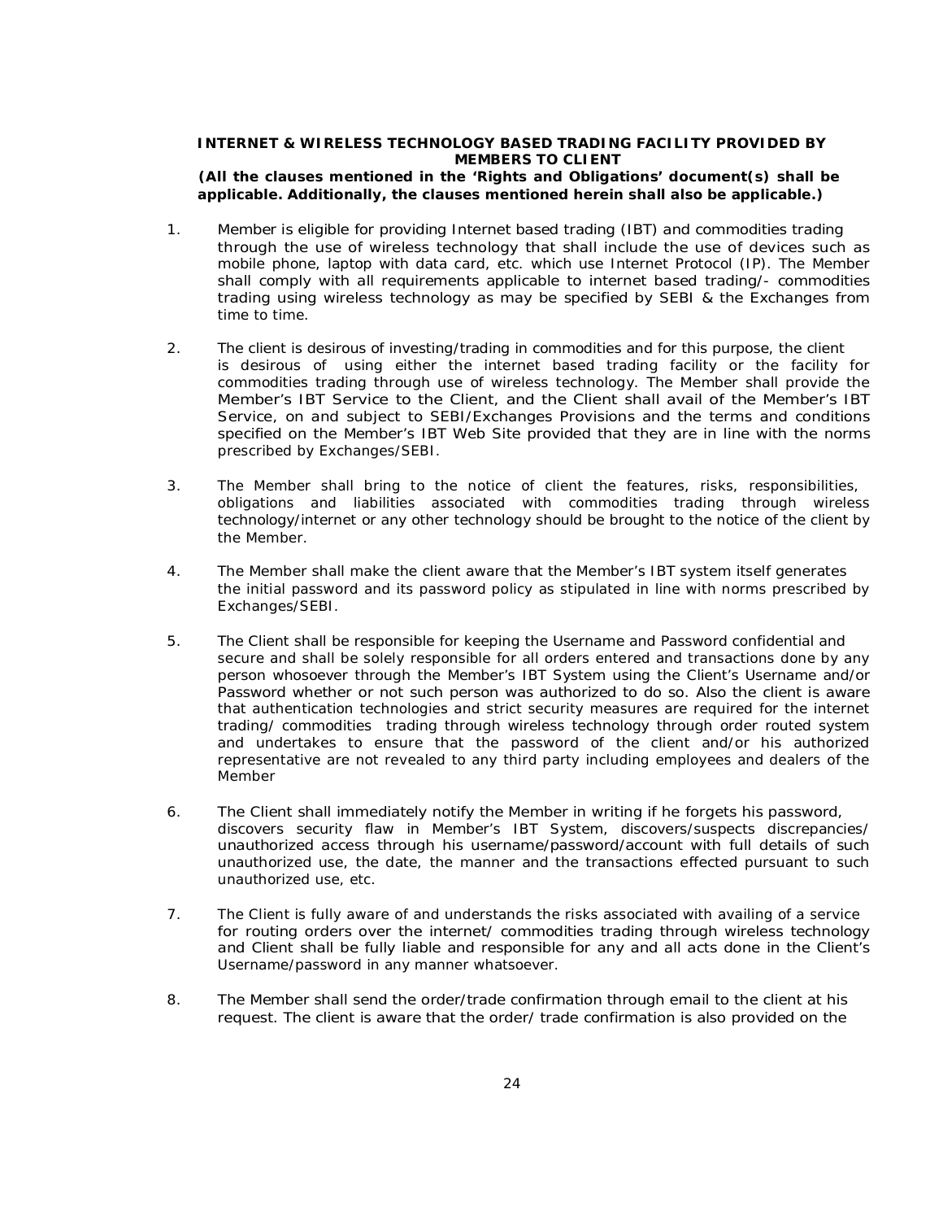**INTERNET & WIRELESS TECHNOLOGY BASED TRADING FACILITY PROVIDED BY MEMBERS TO CLIENT**

**(All the clauses mentioned in the 'Rights and Obligations' document(s) shall be applicable. Additionally, the clauses mentioned herein shall also be applicable.)**

1. Member is eligible for providing Internet based trading (IBT) and commodities trading through the use of wireless technology that shall include the use of devices such as mobile phone, laptop with data card, etc. which use Internet Protocol (IP). The Member shall comply with all requirements applicable to internet based trading/- commodities trading using wireless technology as may be specified by SEBI & the Exchanges from time to time.

2. The client is desirous of investing/trading in commodities and for this purpose, the client is desirous of using either the internet based trading facility or the facility for commodities trading through use of wireless technology. The Member shall provide the Member's IBT Service to the Client, and the Client shall avail of the Member's IBT Service, on and subject to SEBI/Exchanges Provisions and the terms and conditions specified on the Member's IBT Web Site provided that they are in line with the norms prescribed by Exchanges/SEBI.

3. The Member shall bring to the notice of client the features, risks, responsibilities, obligations and liabilities associated with commodities trading through wireless technology/internet or any other technology should be brought to the notice of the client by the Member.

4. The Member shall make the client aware that the Member's IBT system itself generates the initial password and its password policy as stipulated in line with norms prescribed by Exchanges/SEBI.

5. The Client shall be responsible for keeping the Username and Password confidential and secure and shall be solely responsible for all orders entered and transactions done by any person whosoever through the Member's IBT System using the Client's Username and/or Password whether or not such person was authorized to do so. Also the client is aware that authentication technologies and strict security measures are required for the internet trading/ commodities trading through wireless technology through order routed system and undertakes to ensure that the password of the client and/or his authorized representative are not revealed to any third party including employees and dealers of the Member

6. The Client shall immediately notify the Member in writing if he forgets his password, discovers security flaw in Member's IBT System, discovers/suspects discrepancies/ unauthorized access through his username/password/account with full details of such unauthorized use, the date, the manner and the transactions effected pursuant to such unauthorized use, etc.

7. The Client is fully aware of and understands the risks associated with availing of a service for routing orders over the internet/ commodities trading through wireless technology and Client shall be fully liable and responsible for any and all acts done in the Client's Username/password in any manner whatsoever.

8. The Member shall send the order/trade confirmation through email to the client at his request. The client is aware that the order/ trade confirmation is also provided on the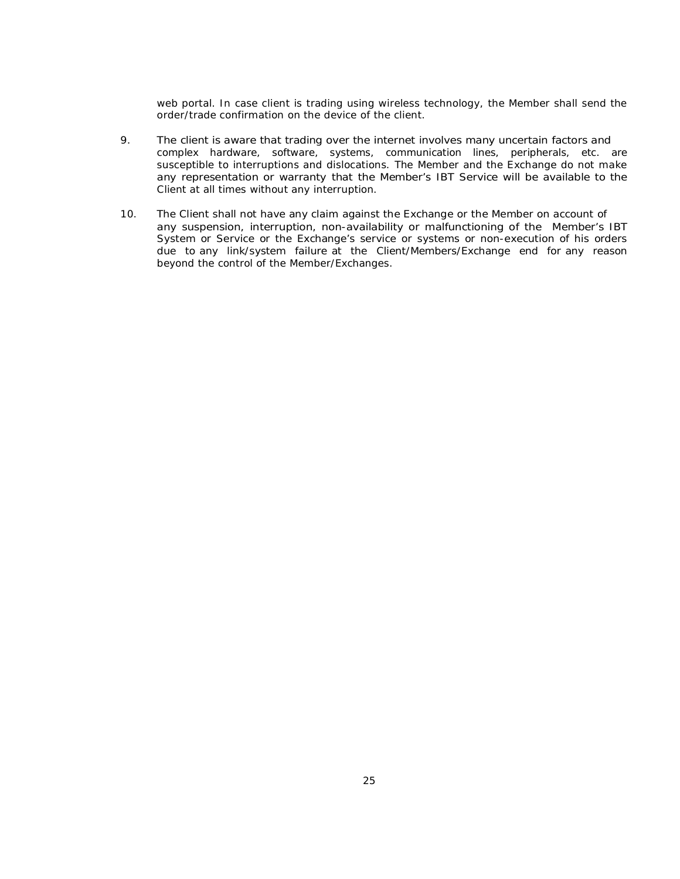web portal. In case client is trading using wireless technology, the Member shall send the order/trade confirmation on the device of the client.

9. The client is aware that trading over the internet involves many uncertain factors and complex hardware, software, systems, communication lines, peripherals, etc. are susceptible to interruptions and dislocations. The Member and the Exchange do not make any representation or warranty that the Member's IBT Service will be available to the Client at all times without any interruption.

10. The Client shall not have any claim against the Exchange or the Member on account of any suspension, interruption, non-availability or malfunctioning of the Member's IBT System or Service or the Exchange's service or systems or non-execution of his orders due to any link/system failure at the Client/Members/Exchange end for any reason beyond the control of the Member/Exchanges.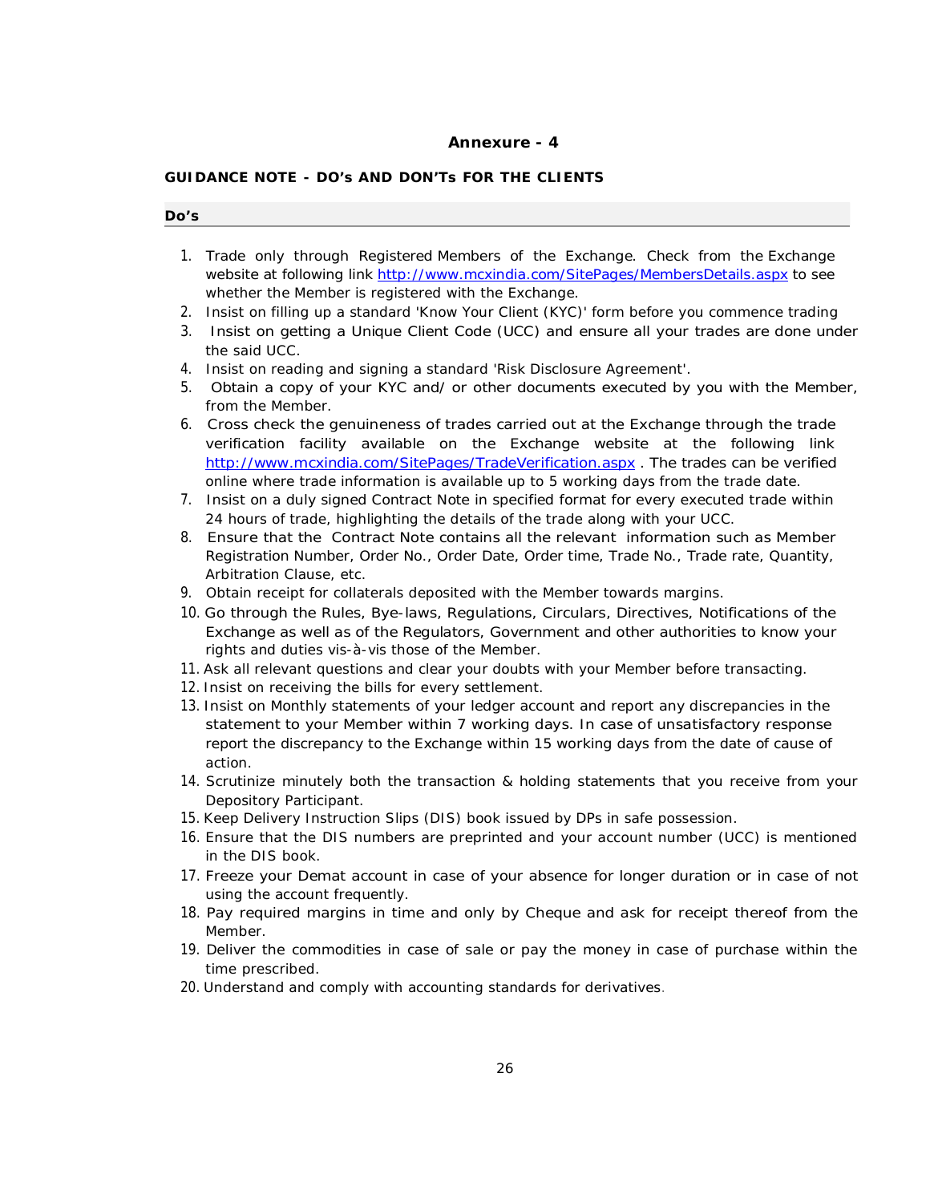## Annexure - 4

### GUIDANCE NOTE - DO's AND DON'Ts FOR THE CLIENTS

#### Do's

1. Trade only through Registered Members of the Exchange. Check from the Exchange website at following link http://www.mcxindia.com/SitePages/MembersDetails.aspx to see whether the Member is registered with the Exchange.
2. Insist on filling up a standard 'Know Your Client (KYC)' form before you commence trading
3. Insist on getting a Unique Client Code (UCC) and ensure all your trades are done under the said UCC.
4. Insist on reading and signing a standard 'Risk Disclosure Agreement'.
5. Obtain a copy of your KYC and/ or other documents executed by you with the Member, from the Member.
6. Cross check the genuineness of trades carried out at the Exchange through the trade verification facility available on the Exchange website at the following link http://www.mcxindia.com/SitePages/TradeVerification.aspx . The trades can be verified online where trade information is available up to 5 working days from the trade date.
7. Insist on a duly signed Contract Note in specified format for every executed trade within 24 hours of trade, highlighting the details of the trade along with your UCC.
8. Ensure that the Contract Note contains all the relevant information such as Member Registration Number, Order No., Order Date, Order time, Trade No., Trade rate, Quantity, Arbitration Clause, etc.
9. Obtain receipt for collaterals deposited with the Member towards margins.
10. Go through the Rules, Bye-laws, Regulations, Circulars, Directives, Notifications of the Exchange as well as of the Regulators, Government and other authorities to know your rights and duties vis-à-vis those of the Member.
11. Ask all relevant questions and clear your doubts with your Member before transacting.
12. Insist on receiving the bills for every settlement.
13. Insist on Monthly statements of your ledger account and report any discrepancies in the statement to your Member within 7 working days. In case of unsatisfactory response report the discrepancy to the Exchange within 15 working days from the date of cause of action.
14. Scrutinize minutely both the transaction & holding statements that you receive from your Depository Participant.
15. Keep Delivery Instruction Slips (DIS) book issued by DPs in safe possession.
16. Ensure that the DIS numbers are preprinted and your account number (UCC) is mentioned in the DIS book.
17. Freeze your Demat account in case of your absence for longer duration or in case of not using the account frequently.
18. Pay required margins in time and only by Cheque and ask for receipt thereof from the Member.
19. Deliver the commodities in case of sale or pay the money in case of purchase within the time prescribed.
20. Understand and comply with accounting standards for derivatives.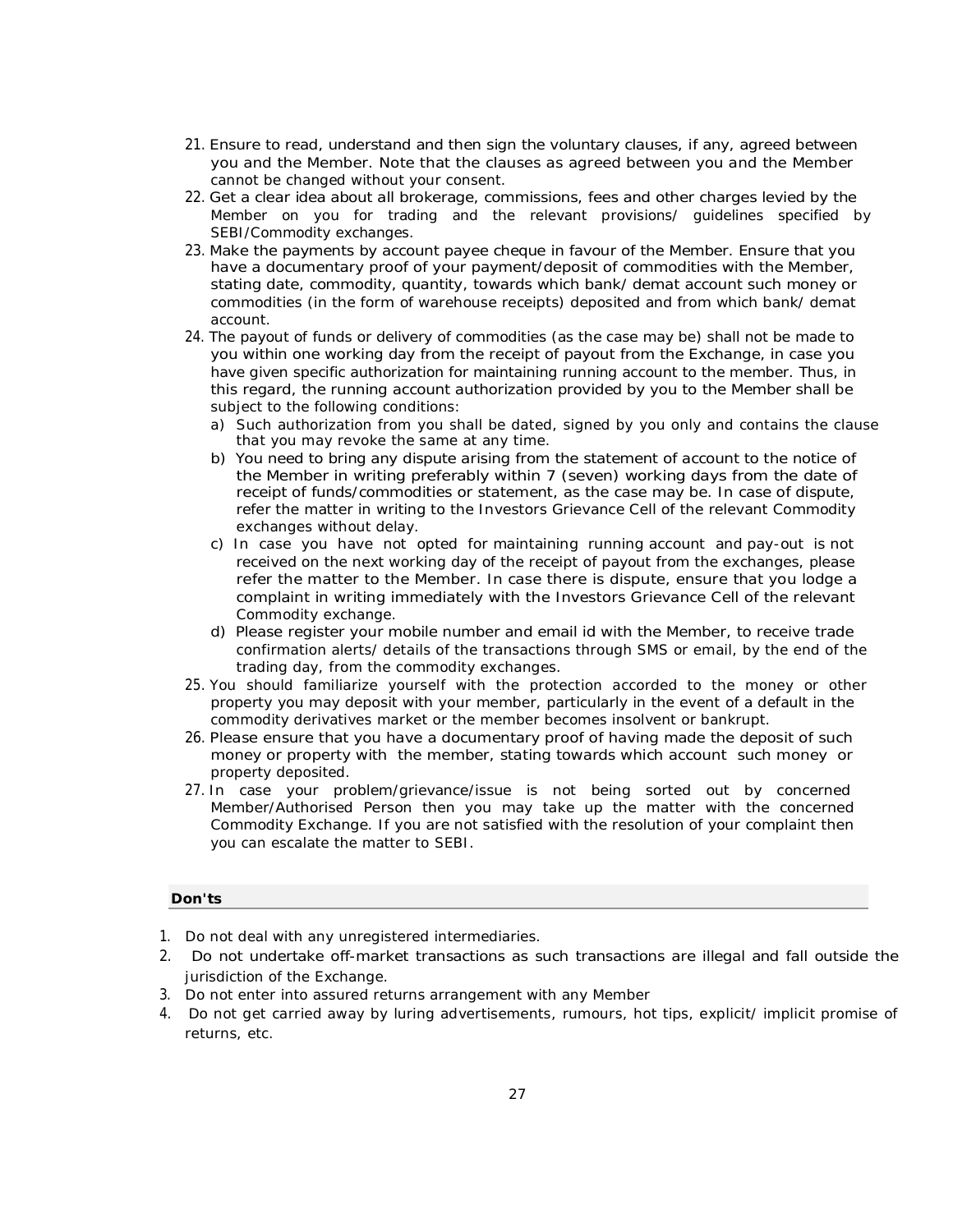21. Ensure to read, understand and then sign the voluntary clauses, if any, agreed between you and the Member. Note that the clauses as agreed between you and the Member cannot be changed without your consent.
22. Get a clear idea about all brokerage, commissions, fees and other charges levied by the Member on you for trading and the relevant provisions/ guidelines specified by SEBI/Commodity exchanges.
23. Make the payments by account payee cheque in favour of the Member. Ensure that you have a documentary proof of your payment/deposit of commodities with the Member, stating date, commodity, quantity, towards which bank/ demat account such money or commodities (in the form of warehouse receipts) deposited and from which bank/ demat account.
24. The payout of funds or delivery of commodities (as the case may be) shall not be made to you within one working day from the receipt of payout from the Exchange, in case you have given specific authorization for maintaining running account to the member. Thus, in this regard, the running account authorization provided by you to the Member shall be subject to the following conditions:
    a) Such authorization from you shall be dated, signed by you only and contains the clause that you may revoke the same at any time.
    b) You need to bring any dispute arising from the statement of account to the notice of the Member in writing preferably within 7 (seven) working days from the date of receipt of funds/commodities or statement, as the case may be. In case of dispute, refer the matter in writing to the Investors Grievance Cell of the relevant Commodity exchanges without delay.
    c) In case you have not opted for maintaining running account and pay-out is not received on the next working day of the receipt of payout from the exchanges, please refer the matter to the Member. In case there is dispute, ensure that you lodge a complaint in writing immediately with the Investors Grievance Cell of the relevant Commodity exchange.
    d) Please register your mobile number and email id with the Member, to receive trade confirmation alerts/ details of the transactions through SMS or email, by the end of the trading day, from the commodity exchanges.
25. You should familiarize yourself with the protection accorded to the money or other property you may deposit with your member, particularly in the event of a default in the commodity derivatives market or the member becomes insolvent or bankrupt.
26. Please ensure that you have a documentary proof of having made the deposit of such money or property with the member, stating towards which account such money or property deposited.
27. In case your problem/grievance/issue is not being sorted out by concerned Member/Authorised Person then you may take up the matter with the concerned Commodity Exchange. If you are not satisfied with the resolution of your complaint then you can escalate the matter to SEBI.

### Don'ts

1. Do not deal with any unregistered intermediaries.
2. Do not undertake off-market transactions as such transactions are illegal and fall outside the jurisdiction of the Exchange.
3. Do not enter into assured returns arrangement with any Member
4. Do not get carried away by luring advertisements, rumours, hot tips, explicit/ implicit promise of returns, etc.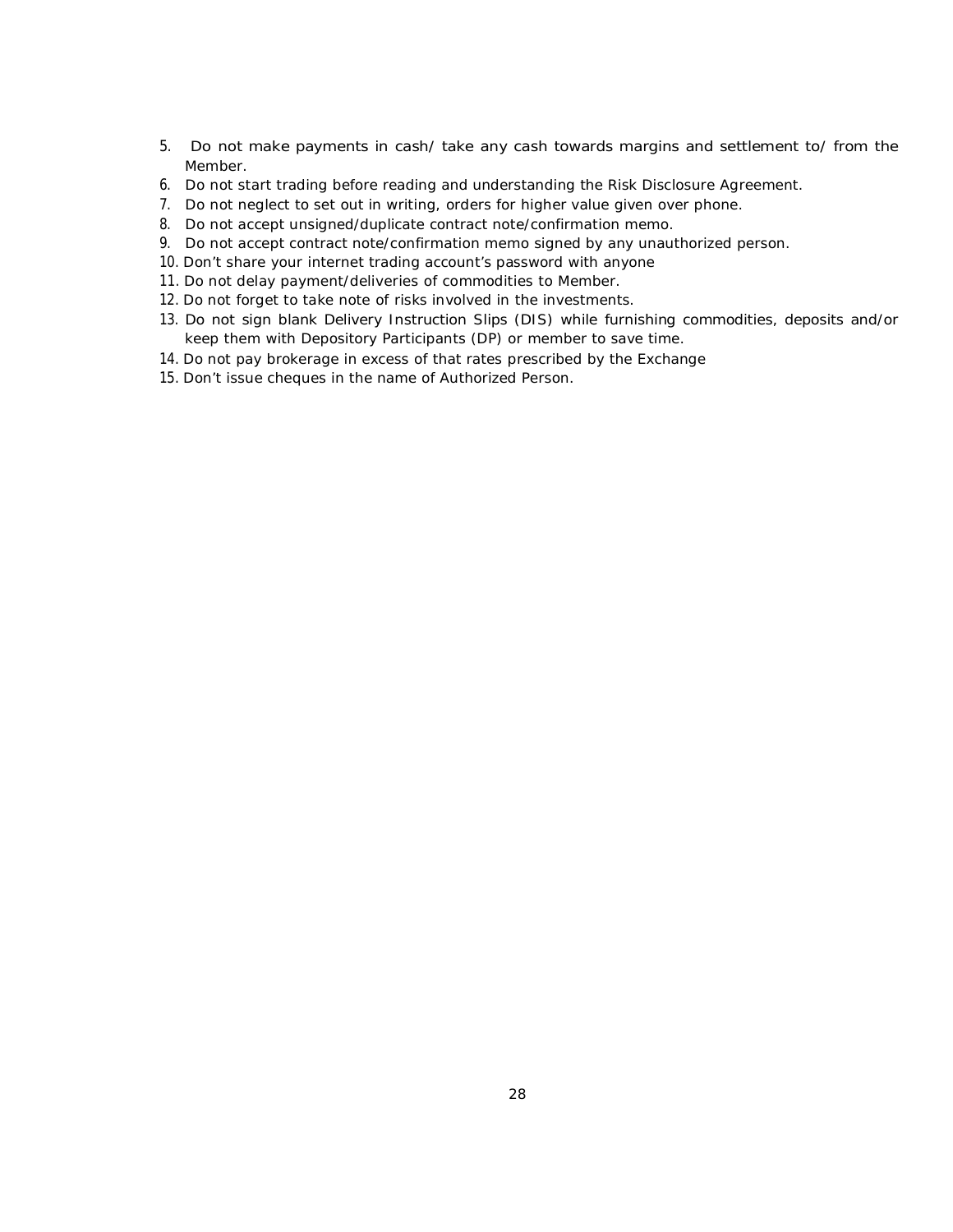5. Do not make payments in cash/ take any cash towards margins and settlement to/ from the Member.
6. Do not start trading before reading and understanding the Risk Disclosure Agreement.
7. Do not neglect to set out in writing, orders for higher value given over phone.
8. Do not accept unsigned/duplicate contract note/confirmation memo.
9. Do not accept contract note/confirmation memo signed by any unauthorized person.
10. Don't share your internet trading account's password with anyone
11. Do not delay payment/deliveries of commodities to Member.
12. Do not forget to take note of risks involved in the investments.
13. Do not sign blank Delivery Instruction Slips (DIS) while furnishing commodities, deposits and/or keep them with Depository Participants (DP) or member to save time.
14. Do not pay brokerage in excess of that rates prescribed by the Exchange
15. Don't issue cheques in the name of Authorized Person.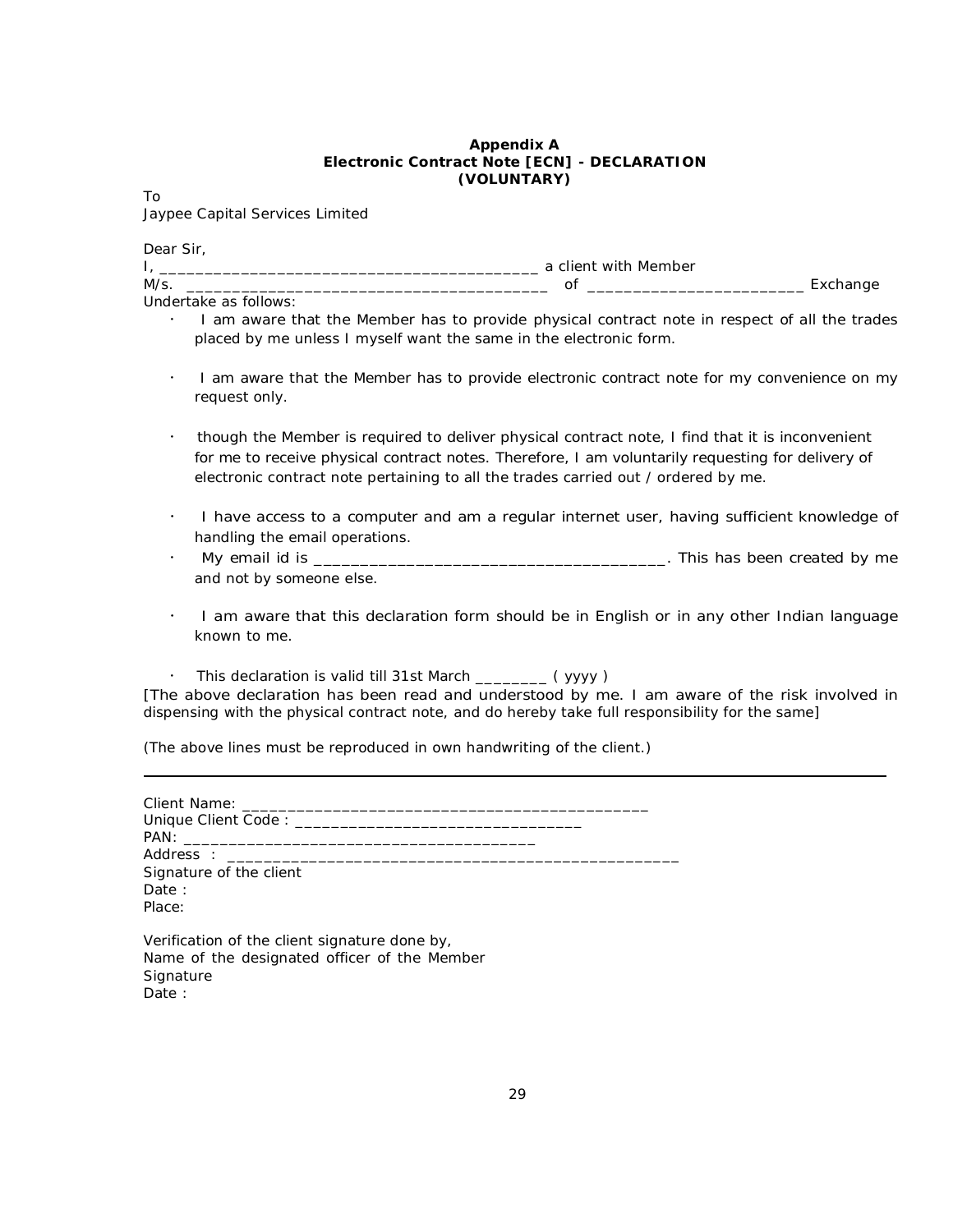**Appendix A**
**Electronic Contract Note [ECN] - DECLARATION**
**(VOLUNTARY)**

To
Jaypee Capital Services Limited

Dear Sir,

I, __________________________________________ a client with Member
M/s. _________________________________________ of ________________________ Exchange
Undertake as follows:

- I am aware that the Member has to provide physical contract note in respect of all the trades placed by me unless I myself want the same in the electronic form.

- I am aware that the Member has to provide electronic contract note for my convenience on my request only.

- though the Member is required to deliver physical contract note, I find that it is inconvenient for me to receive physical contract notes. Therefore, I am voluntarily requesting for delivery of electronic contract note pertaining to all the trades carried out / ordered by me.

- I have access to a computer and am a regular internet user, having sufficient knowledge of handling the email operations.
- My email id is ____________________________________. This has been created by me and not by someone else.

- I am aware that this declaration form should be in English or in any other Indian language known to me.

- This declaration is valid till 31st March ________ ( yyyy )

[The above declaration has been read and understood by me. I am aware of the risk involved in dispensing with the physical contract note, and do hereby take full responsibility for the same]

(The above lines must be reproduced in own handwriting of the client.)

---

Client Name: ______________________________________________
Unique Client Code : ________________________________
PAN: _______________________________________
Address : __________________________________________________
Signature of the client
Date :
Place:

Verification of the client signature done by,
Name of the designated officer of the Member
Signature
Date :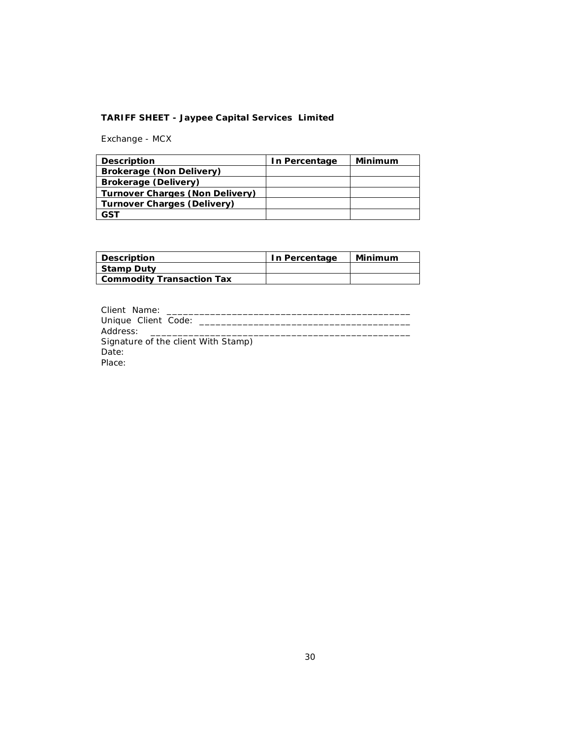**TARIFF SHEET - Jaypee Capital Services Limited**

Exchange - MCX

| Description | In Percentage | Minimum |
| --- | --- | --- |
| **Brokerage (Non Delivery)** | | |
| **Brokerage (Delivery)** | | |
| **Turnover Charges (Non Delivery)** | | |
| **Turnover Charges (Delivery)** | | |
| **GST** | | |

| Description | In Percentage | Minimum |
| --- | --- | --- |
| **Stamp Duty** | | |
| **Commodity Transaction Tax** | | |

Client Name: ______________________________________________

Unique Client Code: _______________________________________

Address: _________________________________________________

Signature of the client With Stamp)

Date:

Place: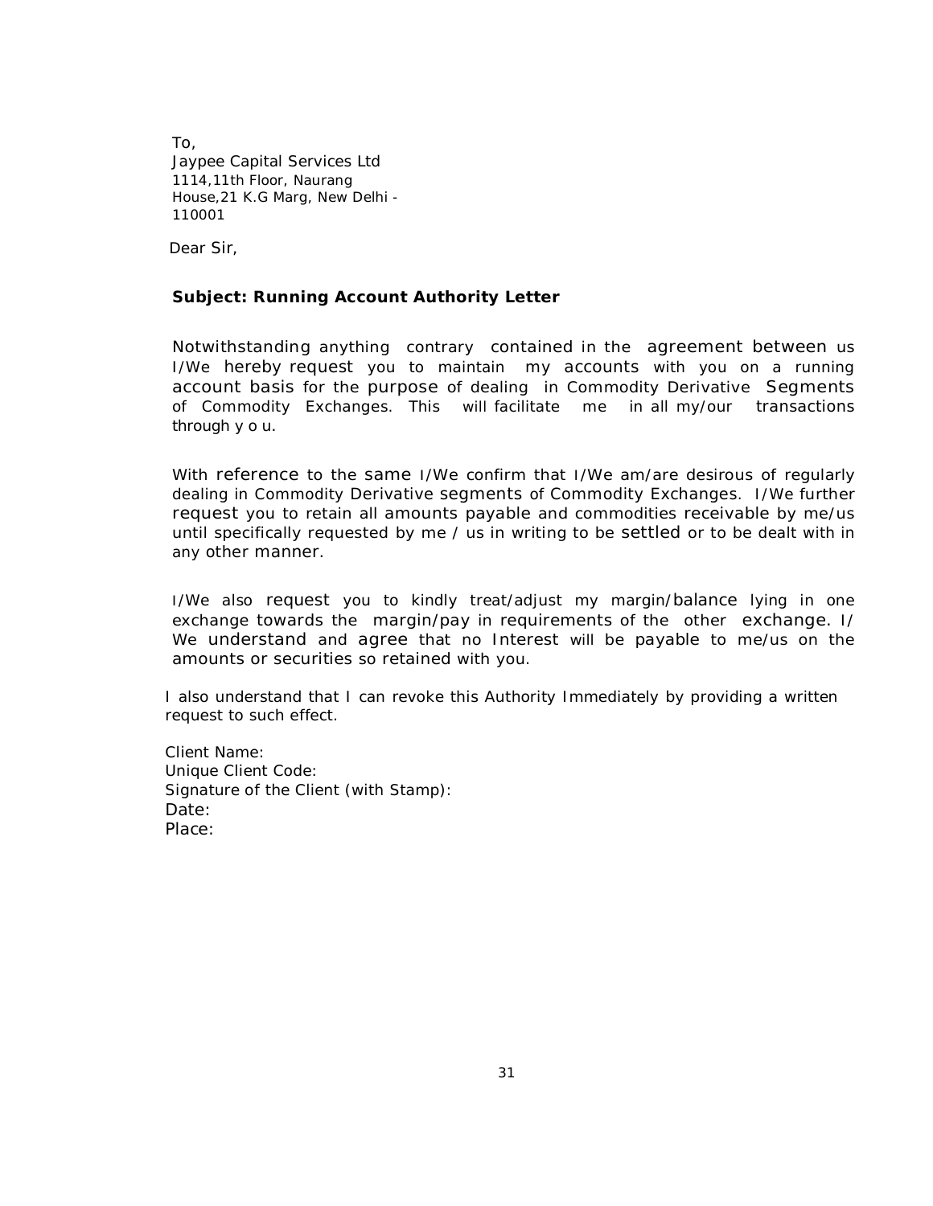To,
Jaypee Capital Services Ltd
1114,11th Floor, Naurang
House,21 K.G Marg, New Delhi -
110001

Dear Sir,

**Subject: Running Account Authority Letter**

Notwithstanding anything contrary contained in the agreement between us I/We hereby request you to maintain my accounts with you on a running account basis for the purpose of dealing in Commodity Derivative Segments of Commodity Exchanges. This will facilitate me in all my/our transactions through y o u.

With reference to the same I/We confirm that I/We am/are desirous of regularly dealing in Commodity Derivative segments of Commodity Exchanges. I/We further request you to retain all amounts payable and commodities receivable by me/us until specifically requested by me / us in writing to be settled or to be dealt with in any other manner.

I/We also request you to kindly treat/adjust my margin/balance lying in one exchange towards the margin/pay in requirements of the other exchange. I/ We understand and agree that no Interest will be payable to me/us on the amounts or securities so retained with you.

I also understand that I can revoke this Authority Immediately by providing a written request to such effect.

Client Name:
Unique Client Code:
Signature of the Client (with Stamp):
Date:
Place: